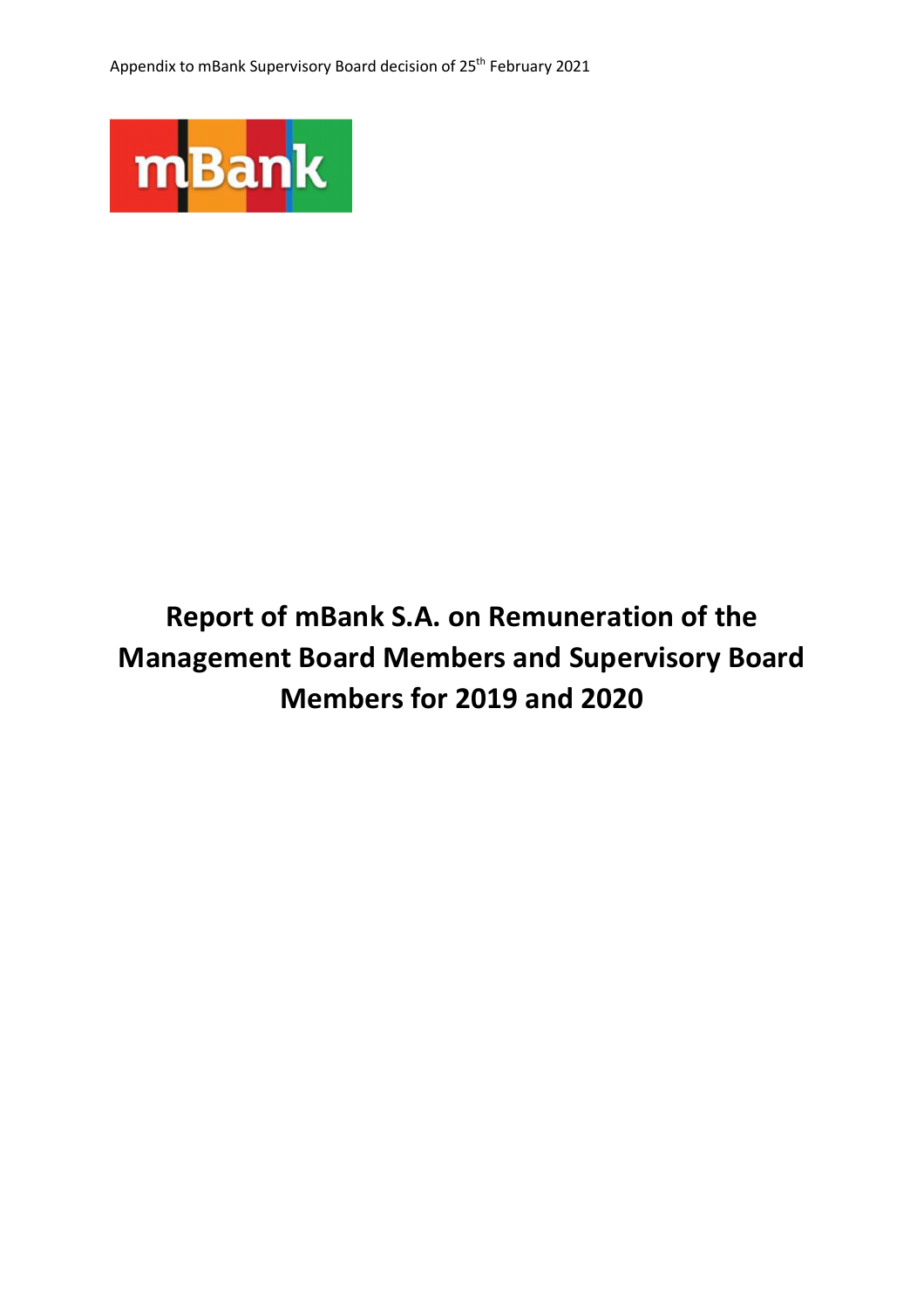Appendix to mBank Supervisory Board decision of 25th February 2021

mBank

# Report of mBank S.A. on Remuneration of the Management Board Members and Supervisory Board Members for 2019 and 2020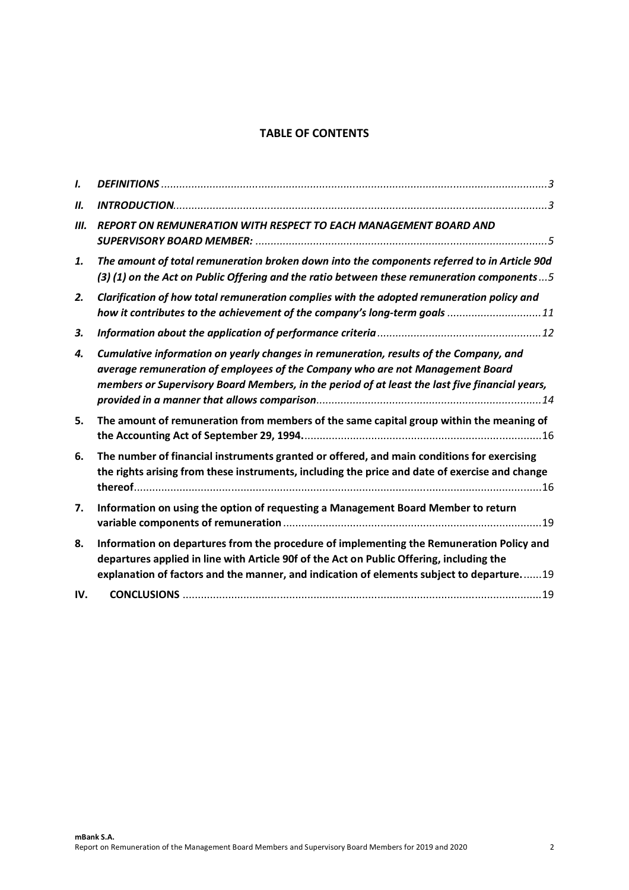**TABLE OF CONTENTS**

| | | |
|---|---|---|
| *I.* | ***DEFINITIONS*** | *3* |
| *II.* | ***INTRODUCTION*** | *3* |
| *III.* | ***REPORT ON REMUNERATION WITH RESPECT TO EACH MANAGEMENT BOARD AND SUPERVISORY BOARD MEMBER:*** | *5* |
| *1.* | ***The amount of total remuneration broken down into the components referred to in Article 90d (3) (1) on the Act on Public Offering and the ratio between these remuneration components*** | *5* |
| *2.* | ***Clarification of how total remuneration complies with the adopted remuneration policy and how it contributes to the achievement of the company's long-term goals*** | *11* |
| *3.* | ***Information about the application of performance criteria*** | *12* |
| *4.* | ***Cumulative information on yearly changes in remuneration, results of the Company, and average remuneration of employees of the Company who are not Management Board members or Supervisory Board Members, in the period of at least the last five financial years, provided in a manner that allows comparison*** | *14* |
| **5.** | **The amount of remuneration from members of the same capital group within the meaning of the Accounting Act of September 29, 1994.** | 16 |
| **6.** | **The number of financial instruments granted or offered, and main conditions for exercising the rights arising from these instruments, including the price and date of exercise and change thereof** | 16 |
| **7.** | **Information on using the option of requesting a Management Board Member to return variable components of remuneration** | 19 |
| **8.** | **Information on departures from the procedure of implementing the Remuneration Policy and departures applied in line with Article 90f of the Act on Public Offering, including the explanation of factors and the manner, and indication of elements subject to departure.** | 19 |
| **IV.** | **CONCLUSIONS** | 19 |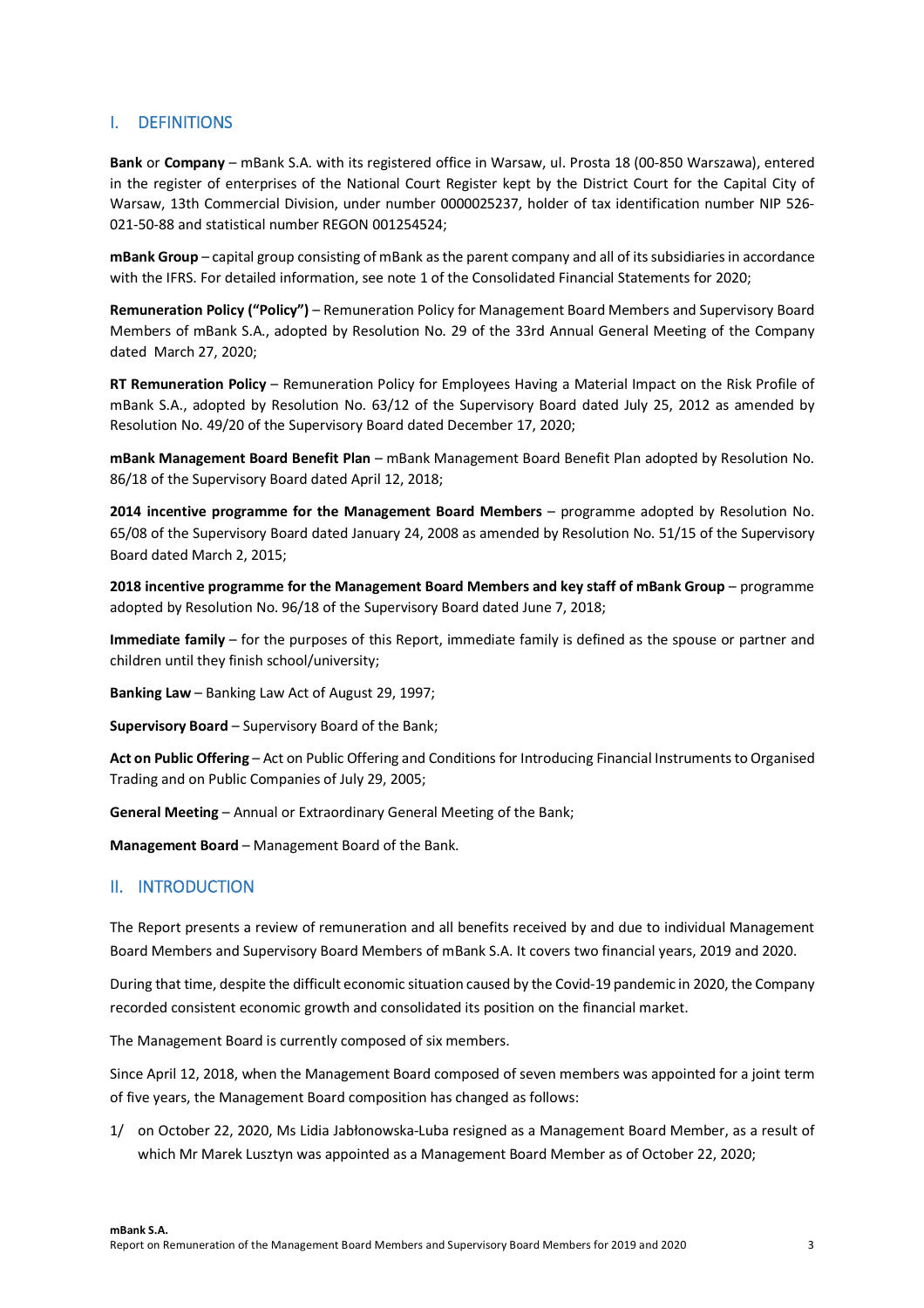## I. DEFINITIONS

**Bank** or **Company** – mBank S.A. with its registered office in Warsaw, ul. Prosta 18 (00-850 Warszawa), entered in the register of enterprises of the National Court Register kept by the District Court for the Capital City of Warsaw, 13th Commercial Division, under number 0000025237, holder of tax identification number NIP 526-021-50-88 and statistical number REGON 001254524;

**mBank Group** – capital group consisting of mBank as the parent company and all of its subsidiaries in accordance with the IFRS. For detailed information, see note 1 of the Consolidated Financial Statements for 2020;

**Remuneration Policy ("Policy")** – Remuneration Policy for Management Board Members and Supervisory Board Members of mBank S.A., adopted by Resolution No. 29 of the 33rd Annual General Meeting of the Company dated March 27, 2020;

**RT Remuneration Policy** – Remuneration Policy for Employees Having a Material Impact on the Risk Profile of mBank S.A., adopted by Resolution No. 63/12 of the Supervisory Board dated July 25, 2012 as amended by Resolution No. 49/20 of the Supervisory Board dated December 17, 2020;

**mBank Management Board Benefit Plan** – mBank Management Board Benefit Plan adopted by Resolution No. 86/18 of the Supervisory Board dated April 12, 2018;

**2014 incentive programme for the Management Board Members** – programme adopted by Resolution No. 65/08 of the Supervisory Board dated January 24, 2008 as amended by Resolution No. 51/15 of the Supervisory Board dated March 2, 2015;

**2018 incentive programme for the Management Board Members and key staff of mBank Group** – programme adopted by Resolution No. 96/18 of the Supervisory Board dated June 7, 2018;

**Immediate family** – for the purposes of this Report, immediate family is defined as the spouse or partner and children until they finish school/university;

**Banking Law** – Banking Law Act of August 29, 1997;

**Supervisory Board** – Supervisory Board of the Bank;

**Act on Public Offering** – Act on Public Offering and Conditions for Introducing Financial Instruments to Organised Trading and on Public Companies of July 29, 2005;

**General Meeting** – Annual or Extraordinary General Meeting of the Bank;

**Management Board** – Management Board of the Bank.

## II. INTRODUCTION

The Report presents a review of remuneration and all benefits received by and due to individual Management Board Members and Supervisory Board Members of mBank S.A. It covers two financial years, 2019 and 2020.

During that time, despite the difficult economic situation caused by the Covid-19 pandemic in 2020, the Company recorded consistent economic growth and consolidated its position on the financial market.

The Management Board is currently composed of six members.

Since April 12, 2018, when the Management Board composed of seven members was appointed for a joint term of five years, the Management Board composition has changed as follows:

1/ on October 22, 2020, Ms Lidia Jabłonowska-Luba resigned as a Management Board Member, as a result of which Mr Marek Lusztyn was appointed as a Management Board Member as of October 22, 2020;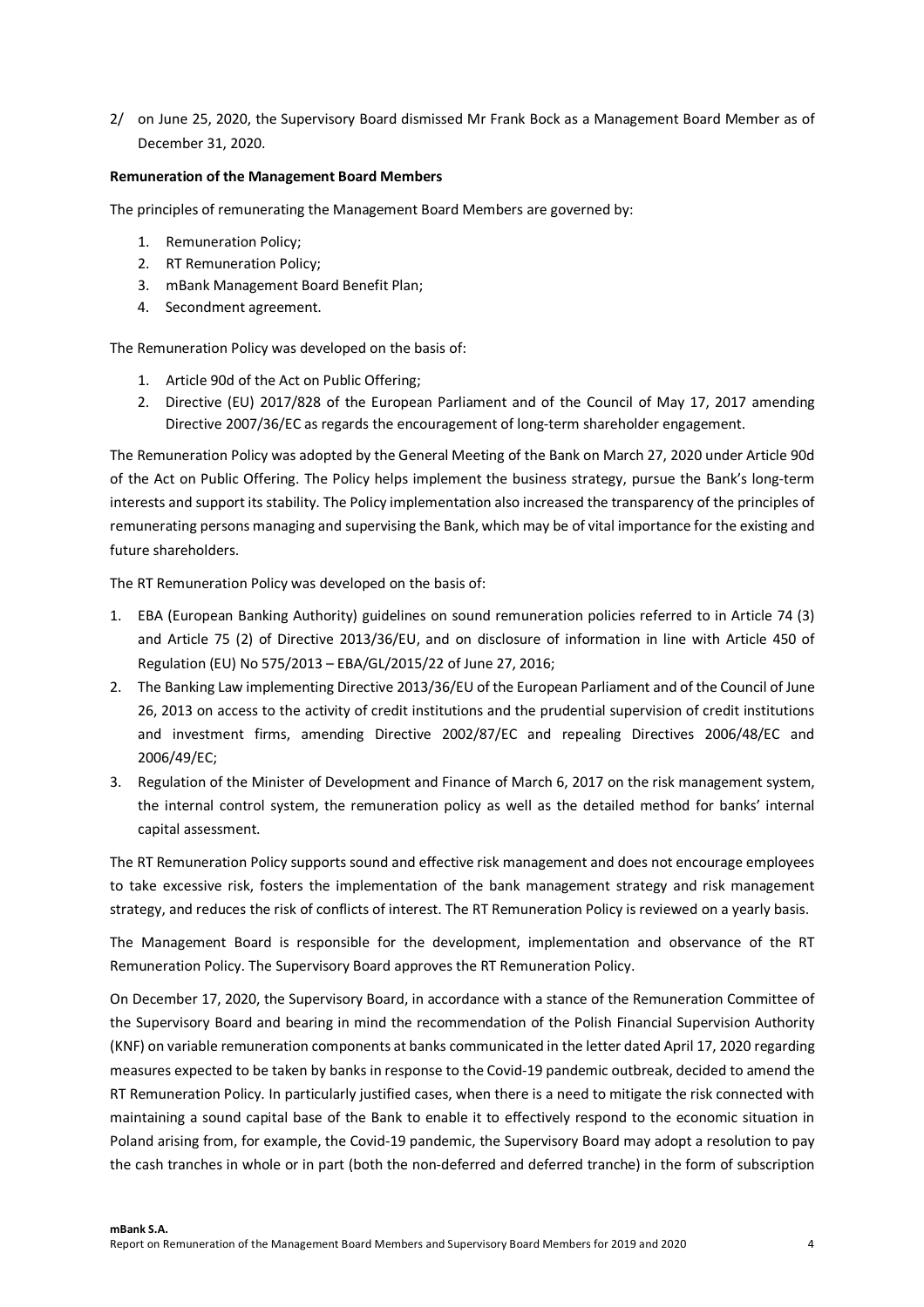2/ on June 25, 2020, the Supervisory Board dismissed Mr Frank Bock as a Management Board Member as of December 31, 2020.

**Remuneration of the Management Board Members**

The principles of remunerating the Management Board Members are governed by:

1. Remuneration Policy;
2. RT Remuneration Policy;
3. mBank Management Board Benefit Plan;
4. Secondment agreement.

The Remuneration Policy was developed on the basis of:

1. Article 90d of the Act on Public Offering;
2. Directive (EU) 2017/828 of the European Parliament and of the Council of May 17, 2017 amending Directive 2007/36/EC as regards the encouragement of long-term shareholder engagement.

The Remuneration Policy was adopted by the General Meeting of the Bank on March 27, 2020 under Article 90d of the Act on Public Offering. The Policy helps implement the business strategy, pursue the Bank's long-term interests and support its stability. The Policy implementation also increased the transparency of the principles of remunerating persons managing and supervising the Bank, which may be of vital importance for the existing and future shareholders.

The RT Remuneration Policy was developed on the basis of:

1. EBA (European Banking Authority) guidelines on sound remuneration policies referred to in Article 74 (3) and Article 75 (2) of Directive 2013/36/EU, and on disclosure of information in line with Article 450 of Regulation (EU) No 575/2013 – EBA/GL/2015/22 of June 27, 2016;
2. The Banking Law implementing Directive 2013/36/EU of the European Parliament and of the Council of June 26, 2013 on access to the activity of credit institutions and the prudential supervision of credit institutions and investment firms, amending Directive 2002/87/EC and repealing Directives 2006/48/EC and 2006/49/EC;
3. Regulation of the Minister of Development and Finance of March 6, 2017 on the risk management system, the internal control system, the remuneration policy as well as the detailed method for banks' internal capital assessment.

The RT Remuneration Policy supports sound and effective risk management and does not encourage employees to take excessive risk, fosters the implementation of the bank management strategy and risk management strategy, and reduces the risk of conflicts of interest. The RT Remuneration Policy is reviewed on a yearly basis.

The Management Board is responsible for the development, implementation and observance of the RT Remuneration Policy. The Supervisory Board approves the RT Remuneration Policy.

On December 17, 2020, the Supervisory Board, in accordance with a stance of the Remuneration Committee of the Supervisory Board and bearing in mind the recommendation of the Polish Financial Supervision Authority (KNF) on variable remuneration components at banks communicated in the letter dated April 17, 2020 regarding measures expected to be taken by banks in response to the Covid-19 pandemic outbreak, decided to amend the RT Remuneration Policy. In particularly justified cases, when there is a need to mitigate the risk connected with maintaining a sound capital base of the Bank to enable it to effectively respond to the economic situation in Poland arising from, for example, the Covid-19 pandemic, the Supervisory Board may adopt a resolution to pay the cash tranches in whole or in part (both the non-deferred and deferred tranche) in the form of subscription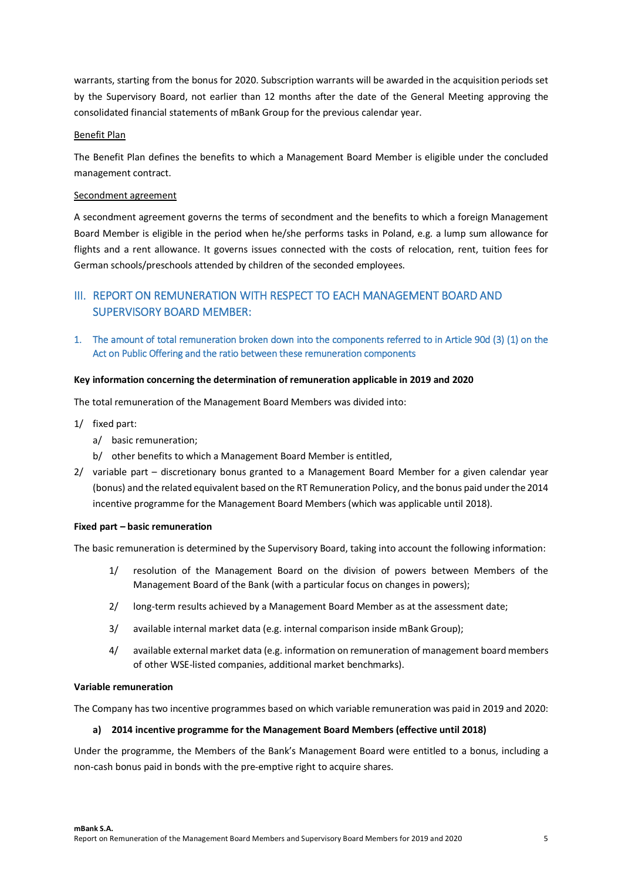warrants, starting from the bonus for 2020. Subscription warrants will be awarded in the acquisition periods set by the Supervisory Board, not earlier than 12 months after the date of the General Meeting approving the consolidated financial statements of mBank Group for the previous calendar year.

<u>Benefit Plan</u>

The Benefit Plan defines the benefits to which a Management Board Member is eligible under the concluded management contract.

<u>Secondment agreement</u>

A secondment agreement governs the terms of secondment and the benefits to which a foreign Management Board Member is eligible in the period when he/she performs tasks in Poland, e.g. a lump sum allowance for flights and a rent allowance. It governs issues connected with the costs of relocation, rent, tuition fees for German schools/preschools attended by children of the seconded employees.

## III. REPORT ON REMUNERATION WITH RESPECT TO EACH MANAGEMENT BOARD AND SUPERVISORY BOARD MEMBER:

### 1. The amount of total remuneration broken down into the components referred to in Article 90d (3) (1) on the Act on Public Offering and the ratio between these remuneration components

**Key information concerning the determination of remuneration applicable in 2019 and 2020**

The total remuneration of the Management Board Members was divided into:

1/ fixed part:
   - a/ basic remuneration;
   - b/ other benefits to which a Management Board Member is entitled,

2/ variable part – discretionary bonus granted to a Management Board Member for a given calendar year (bonus) and the related equivalent based on the RT Remuneration Policy, and the bonus paid under the 2014 incentive programme for the Management Board Members (which was applicable until 2018).

**Fixed part – basic remuneration**

The basic remuneration is determined by the Supervisory Board, taking into account the following information:

1/ resolution of the Management Board on the division of powers between Members of the Management Board of the Bank (with a particular focus on changes in powers);

2/ long-term results achieved by a Management Board Member as at the assessment date;

3/ available internal market data (e.g. internal comparison inside mBank Group);

4/ available external market data (e.g. information on remuneration of management board members of other WSE-listed companies, additional market benchmarks).

**Variable remuneration**

The Company has two incentive programmes based on which variable remuneration was paid in 2019 and 2020:

**a) 2014 incentive programme for the Management Board Members (effective until 2018)**

Under the programme, the Members of the Bank's Management Board were entitled to a bonus, including a non-cash bonus paid in bonds with the pre-emptive right to acquire shares.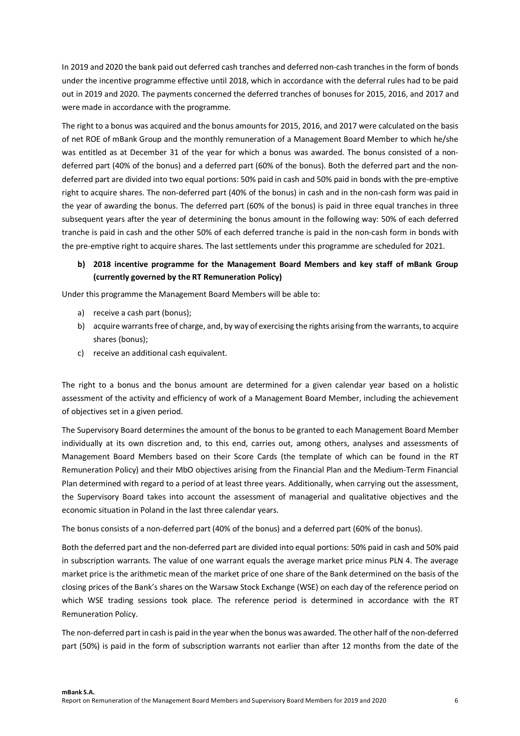In 2019 and 2020 the bank paid out deferred cash tranches and deferred non-cash tranches in the form of bonds under the incentive programme effective until 2018, which in accordance with the deferral rules had to be paid out in 2019 and 2020. The payments concerned the deferred tranches of bonuses for 2015, 2016, and 2017 and were made in accordance with the programme.

The right to a bonus was acquired and the bonus amounts for 2015, 2016, and 2017 were calculated on the basis of net ROE of mBank Group and the monthly remuneration of a Management Board Member to which he/she was entitled as at December 31 of the year for which a bonus was awarded. The bonus consisted of a non-deferred part (40% of the bonus) and a deferred part (60% of the bonus). Both the deferred part and the non-deferred part are divided into two equal portions: 50% paid in cash and 50% paid in bonds with the pre-emptive right to acquire shares. The non-deferred part (40% of the bonus) in cash and in the non-cash form was paid in the year of awarding the bonus. The deferred part (60% of the bonus) is paid in three equal tranches in three subsequent years after the year of determining the bonus amount in the following way: 50% of each deferred tranche is paid in cash and the other 50% of each deferred tranche is paid in the non-cash form in bonds with the pre-emptive right to acquire shares. The last settlements under this programme are scheduled for 2021.

**b) 2018 incentive programme for the Management Board Members and key staff of mBank Group (currently governed by the RT Remuneration Policy)**

Under this programme the Management Board Members will be able to:

a) receive a cash part (bonus);
b) acquire warrants free of charge, and, by way of exercising the rights arising from the warrants, to acquire shares (bonus);
c) receive an additional cash equivalent.

The right to a bonus and the bonus amount are determined for a given calendar year based on a holistic assessment of the activity and efficiency of work of a Management Board Member, including the achievement of objectives set in a given period.

The Supervisory Board determines the amount of the bonus to be granted to each Management Board Member individually at its own discretion and, to this end, carries out, among others, analyses and assessments of Management Board Members based on their Score Cards (the template of which can be found in the RT Remuneration Policy) and their MbO objectives arising from the Financial Plan and the Medium-Term Financial Plan determined with regard to a period of at least three years. Additionally, when carrying out the assessment, the Supervisory Board takes into account the assessment of managerial and qualitative objectives and the economic situation in Poland in the last three calendar years.

The bonus consists of a non-deferred part (40% of the bonus) and a deferred part (60% of the bonus).

Both the deferred part and the non-deferred part are divided into equal portions: 50% paid in cash and 50% paid in subscription warrants. The value of one warrant equals the average market price minus PLN 4. The average market price is the arithmetic mean of the market price of one share of the Bank determined on the basis of the closing prices of the Bank's shares on the Warsaw Stock Exchange (WSE) on each day of the reference period on which WSE trading sessions took place. The reference period is determined in accordance with the RT Remuneration Policy.

The non-deferred part in cash is paid in the year when the bonus was awarded. The other half of the non-deferred part (50%) is paid in the form of subscription warrants not earlier than after 12 months from the date of the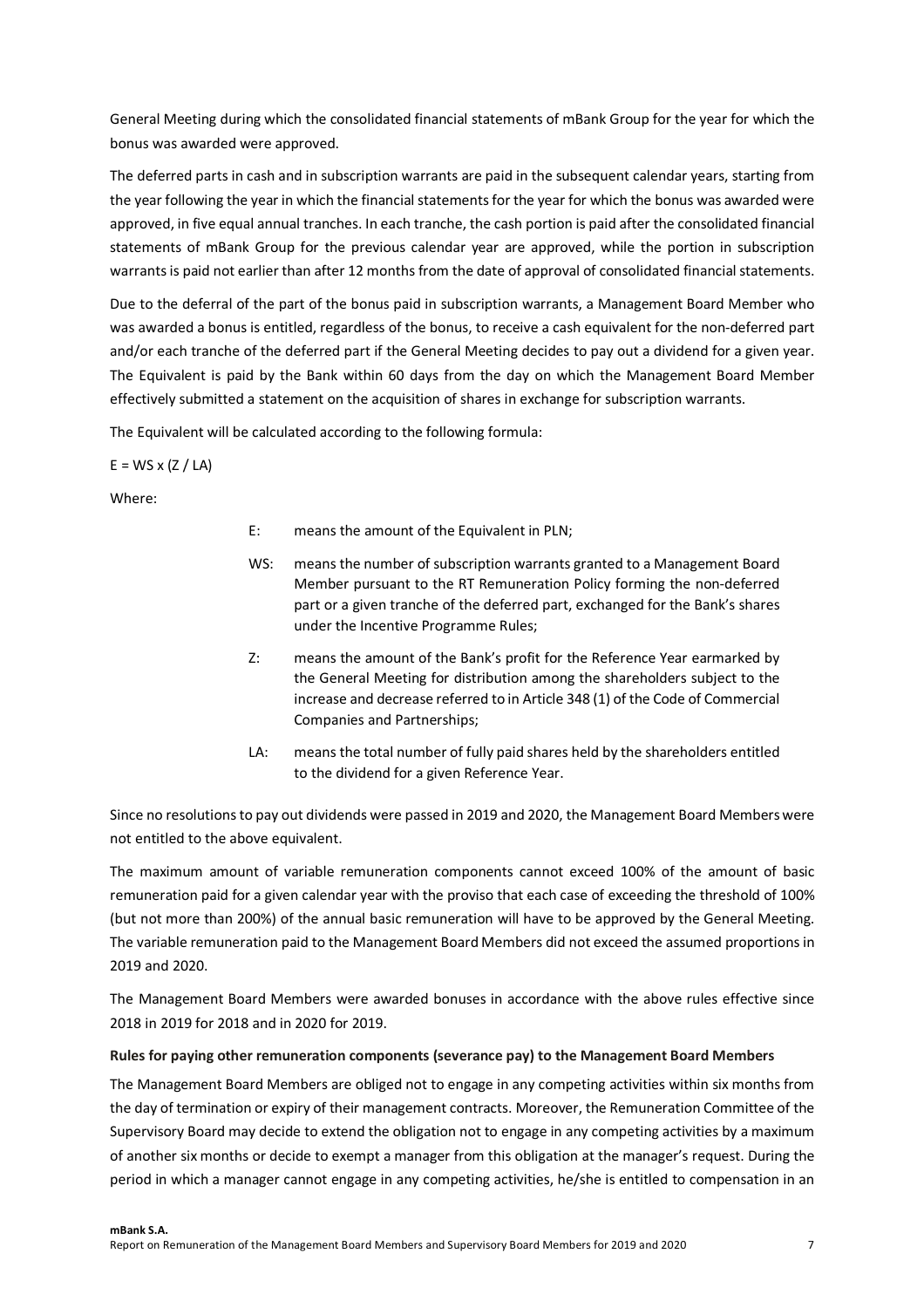General Meeting during which the consolidated financial statements of mBank Group for the year for which the bonus was awarded were approved.

The deferred parts in cash and in subscription warrants are paid in the subsequent calendar years, starting from the year following the year in which the financial statements for the year for which the bonus was awarded were approved, in five equal annual tranches. In each tranche, the cash portion is paid after the consolidated financial statements of mBank Group for the previous calendar year are approved, while the portion in subscription warrants is paid not earlier than after 12 months from the date of approval of consolidated financial statements.

Due to the deferral of the part of the bonus paid in subscription warrants, a Management Board Member who was awarded a bonus is entitled, regardless of the bonus, to receive a cash equivalent for the non-deferred part and/or each tranche of the deferred part if the General Meeting decides to pay out a dividend for a given year. The Equivalent is paid by the Bank within 60 days from the day on which the Management Board Member effectively submitted a statement on the acquisition of shares in exchange for subscription warrants.

The Equivalent will be calculated according to the following formula:

$E = WS \times (Z / LA)$

Where:

- E: means the amount of the Equivalent in PLN;
- WS: means the number of subscription warrants granted to a Management Board Member pursuant to the RT Remuneration Policy forming the non-deferred part or a given tranche of the deferred part, exchanged for the Bank's shares under the Incentive Programme Rules;
- Z: means the amount of the Bank's profit for the Reference Year earmarked by the General Meeting for distribution among the shareholders subject to the increase and decrease referred to in Article 348 (1) of the Code of Commercial Companies and Partnerships;
- LA: means the total number of fully paid shares held by the shareholders entitled to the dividend for a given Reference Year.

Since no resolutions to pay out dividends were passed in 2019 and 2020, the Management Board Members were not entitled to the above equivalent.

The maximum amount of variable remuneration components cannot exceed 100% of the amount of basic remuneration paid for a given calendar year with the proviso that each case of exceeding the threshold of 100% (but not more than 200%) of the annual basic remuneration will have to be approved by the General Meeting. The variable remuneration paid to the Management Board Members did not exceed the assumed proportions in 2019 and 2020.

The Management Board Members were awarded bonuses in accordance with the above rules effective since 2018 in 2019 for 2018 and in 2020 for 2019.

**Rules for paying other remuneration components (severance pay) to the Management Board Members**

The Management Board Members are obliged not to engage in any competing activities within six months from the day of termination or expiry of their management contracts. Moreover, the Remuneration Committee of the Supervisory Board may decide to extend the obligation not to engage in any competing activities by a maximum of another six months or decide to exempt a manager from this obligation at the manager's request. During the period in which a manager cannot engage in any competing activities, he/she is entitled to compensation in an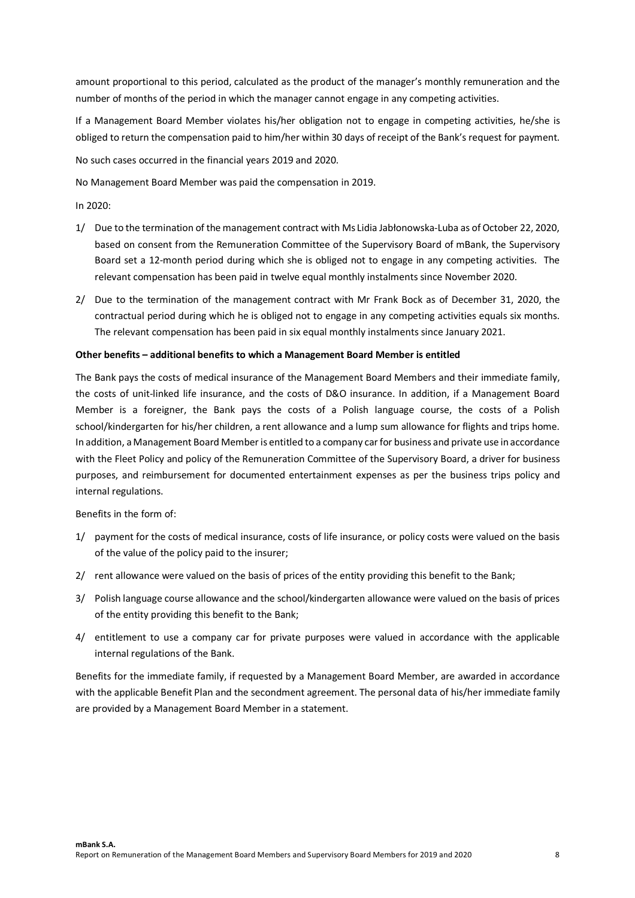amount proportional to this period, calculated as the product of the manager's monthly remuneration and the number of months of the period in which the manager cannot engage in any competing activities.

If a Management Board Member violates his/her obligation not to engage in competing activities, he/she is obliged to return the compensation paid to him/her within 30 days of receipt of the Bank's request for payment.

No such cases occurred in the financial years 2019 and 2020.

No Management Board Member was paid the compensation in 2019.

In 2020:

1/ Due to the termination of the management contract with Ms Lidia Jabłonowska-Luba as of October 22, 2020, based on consent from the Remuneration Committee of the Supervisory Board of mBank, the Supervisory Board set a 12-month period during which she is obliged not to engage in any competing activities. The relevant compensation has been paid in twelve equal monthly instalments since November 2020.

2/ Due to the termination of the management contract with Mr Frank Bock as of December 31, 2020, the contractual period during which he is obliged not to engage in any competing activities equals six months. The relevant compensation has been paid in six equal monthly instalments since January 2021.

**Other benefits – additional benefits to which a Management Board Member is entitled**

The Bank pays the costs of medical insurance of the Management Board Members and their immediate family, the costs of unit-linked life insurance, and the costs of D&O insurance. In addition, if a Management Board Member is a foreigner, the Bank pays the costs of a Polish language course, the costs of a Polish school/kindergarten for his/her children, a rent allowance and a lump sum allowance for flights and trips home. In addition, a Management Board Member is entitled to a company car for business and private use in accordance with the Fleet Policy and policy of the Remuneration Committee of the Supervisory Board, a driver for business purposes, and reimbursement for documented entertainment expenses as per the business trips policy and internal regulations.

Benefits in the form of:

1/ payment for the costs of medical insurance, costs of life insurance, or policy costs were valued on the basis of the value of the policy paid to the insurer;

2/ rent allowance were valued on the basis of prices of the entity providing this benefit to the Bank;

3/ Polish language course allowance and the school/kindergarten allowance were valued on the basis of prices of the entity providing this benefit to the Bank;

4/ entitlement to use a company car for private purposes were valued in accordance with the applicable internal regulations of the Bank.

Benefits for the immediate family, if requested by a Management Board Member, are awarded in accordance with the applicable Benefit Plan and the secondment agreement. The personal data of his/her immediate family are provided by a Management Board Member in a statement.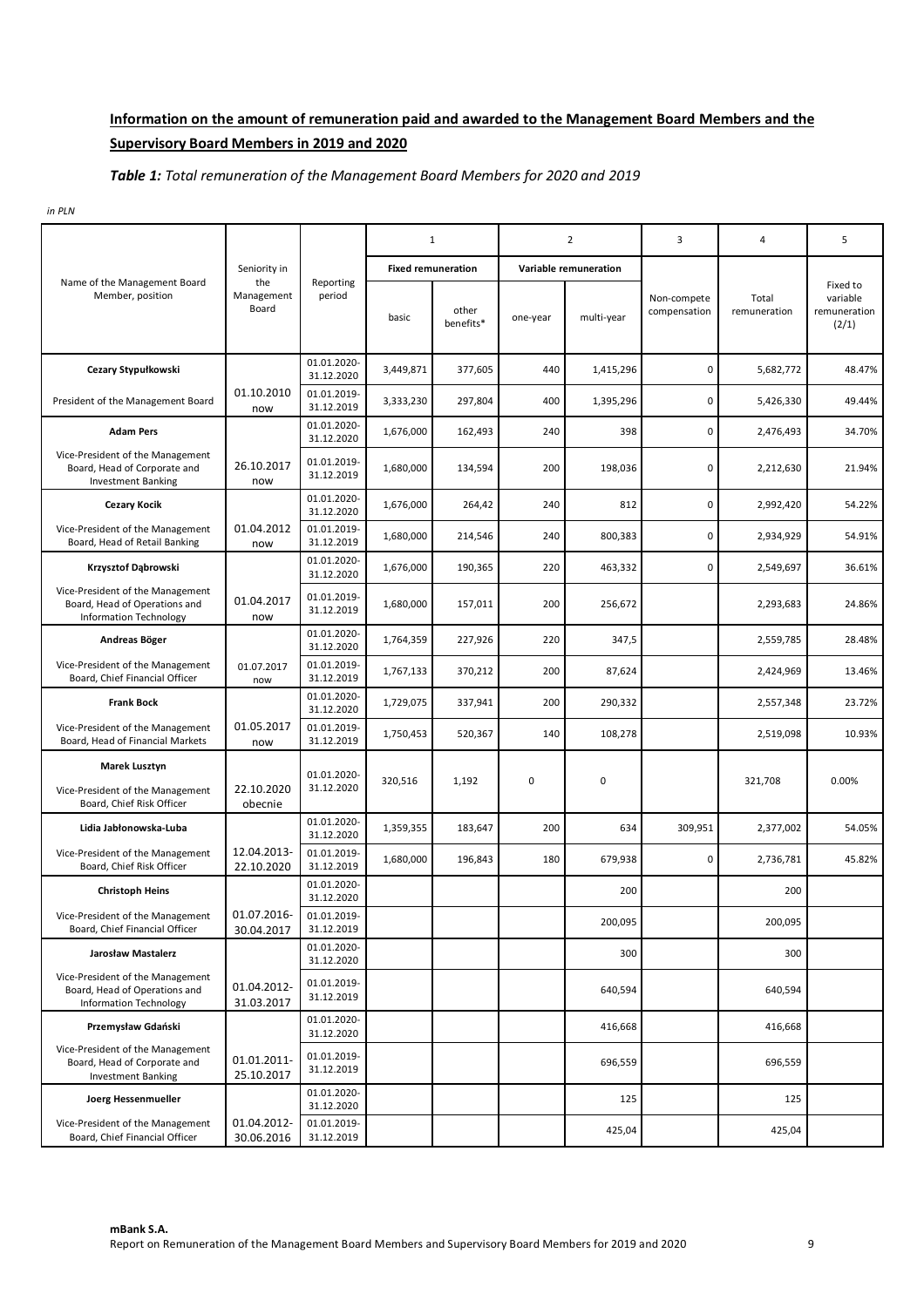## Information on the amount of remuneration paid and awarded to the Management Board Members and the Supervisory Board Members in 2019 and 2020

***Table 1:*** *Total remuneration of the Management Board Members for 2020 and 2019*

*in PLN*

| Name of the Management Board Member, position | Seniority in the Management Board | Reporting period | 1 | | 2 | | 3 | 4 | 5 |
|---|---|---|---|---|---|---|---|---|---|
| | | | Fixed remuneration | | Variable remuneration | | Non-compete compensation | Total remuneration | Fixed to variable remuneration (2/1) |
| | | | basic | other benefits* | one-year | multi-year | | | |
| **Cezary Stypułkowski** President of the Management Board | 01.10.2010 now | 01.01.2020-31.12.2020 | 3,449,871 | 377,605 | 440 | 1,415,296 | 0 | 5,682,772 | 48.47% |
| | | 01.01.2019-31.12.2019 | 3,333,230 | 297,804 | 400 | 1,395,296 | 0 | 5,426,330 | 49.44% |
| **Adam Pers** Vice-President of the Management Board, Head of Corporate and Investment Banking | 26.10.2017 now | 01.01.2020-31.12.2020 | 1,676,000 | 162,493 | 240 | 398 | 0 | 2,476,493 | 34.70% |
| | | 01.01.2019-31.12.2019 | 1,680,000 | 134,594 | 200 | 198,036 | 0 | 2,212,630 | 21.94% |
| **Cezary Kocik** Vice-President of the Management Board, Head of Retail Banking | 01.04.2012 now | 01.01.2020-31.12.2020 | 1,676,000 | 264,42 | 240 | 812 | 0 | 2,992,420 | 54.22% |
| | | 01.01.2019-31.12.2019 | 1,680,000 | 214,546 | 240 | 800,383 | 0 | 2,934,929 | 54.91% |
| **Krzysztof Dąbrowski** Vice-President of the Management Board, Head of Operations and Information Technology | 01.04.2017 now | 01.01.2020-31.12.2020 | 1,676,000 | 190,365 | 220 | 463,332 | 0 | 2,549,697 | 36.61% |
| | | 01.01.2019-31.12.2019 | 1,680,000 | 157,011 | 200 | 256,672 | | 2,293,683 | 24.86% |
| **Andreas Böger** Vice-President of the Management Board, Chief Financial Officer | 01.07.2017 now | 01.01.2020-31.12.2020 | 1,764,359 | 227,926 | 220 | 347,5 | | 2,559,785 | 28.48% |
| | | 01.01.2019-31.12.2019 | 1,767,133 | 370,212 | 200 | 87,624 | | 2,424,969 | 13.46% |
| **Frank Bock** Vice-President of the Management Board, Head of Financial Markets | 01.05.2017 now | 01.01.2020-31.12.2020 | 1,729,075 | 337,941 | 200 | 290,332 | | 2,557,348 | 23.72% |
| | | 01.01.2019-31.12.2019 | 1,750,453 | 520,367 | 140 | 108,278 | | 2,519,098 | 10.93% |
| **Marek Lusztyn** Vice-President of the Management Board, Chief Risk Officer | 22.10.2020 obecnie | 01.01.2020-31.12.2020 | 320,516 | 1,192 | 0 | 0 | | 321,708 | 0.00% |
| **Lidia Jabłonowska-Luba** Vice-President of the Management Board, Chief Risk Officer | 12.04.2013-22.10.2020 | 01.01.2020-31.12.2020 | 1,359,355 | 183,647 | 200 | 634 | 309,951 | 2,377,002 | 54.05% |
| | | 01.01.2019-31.12.2019 | 1,680,000 | 196,843 | 180 | 679,938 | 0 | 2,736,781 | 45.82% |
| **Christoph Heins** Vice-President of the Management Board, Chief Financial Officer | 01.07.2016-30.04.2017 | 01.01.2020-31.12.2020 | | | | 200 | | 200 | |
| | | 01.01.2019-31.12.2019 | | | | 200,095 | | 200,095 | |
| **Jarosław Mastalerz** Vice-President of the Management Board, Head of Operations and Information Technology | 01.04.2012-31.03.2017 | 01.01.2020-31.12.2020 | | | | 300 | | 300 | |
| | | 01.01.2019-31.12.2019 | | | | 640,594 | | 640,594 | |
| **Przemysław Gdański** Vice-President of the Management Board, Head of Corporate and Investment Banking | 01.01.2011-25.10.2017 | 01.01.2020-31.12.2020 | | | | 416,668 | | 416,668 | |
| | | 01.01.2019-31.12.2019 | | | | 696,559 | | 696,559 | |
| **Joerg Hessenmueller** Vice-President of the Management Board, Chief Financial Officer | 01.04.2012-30.06.2016 | 01.01.2020-31.12.2020 | | | | 125 | | 125 | |
| | | 01.01.2019-31.12.2019 | | | | 425,04 | | 425,04 | |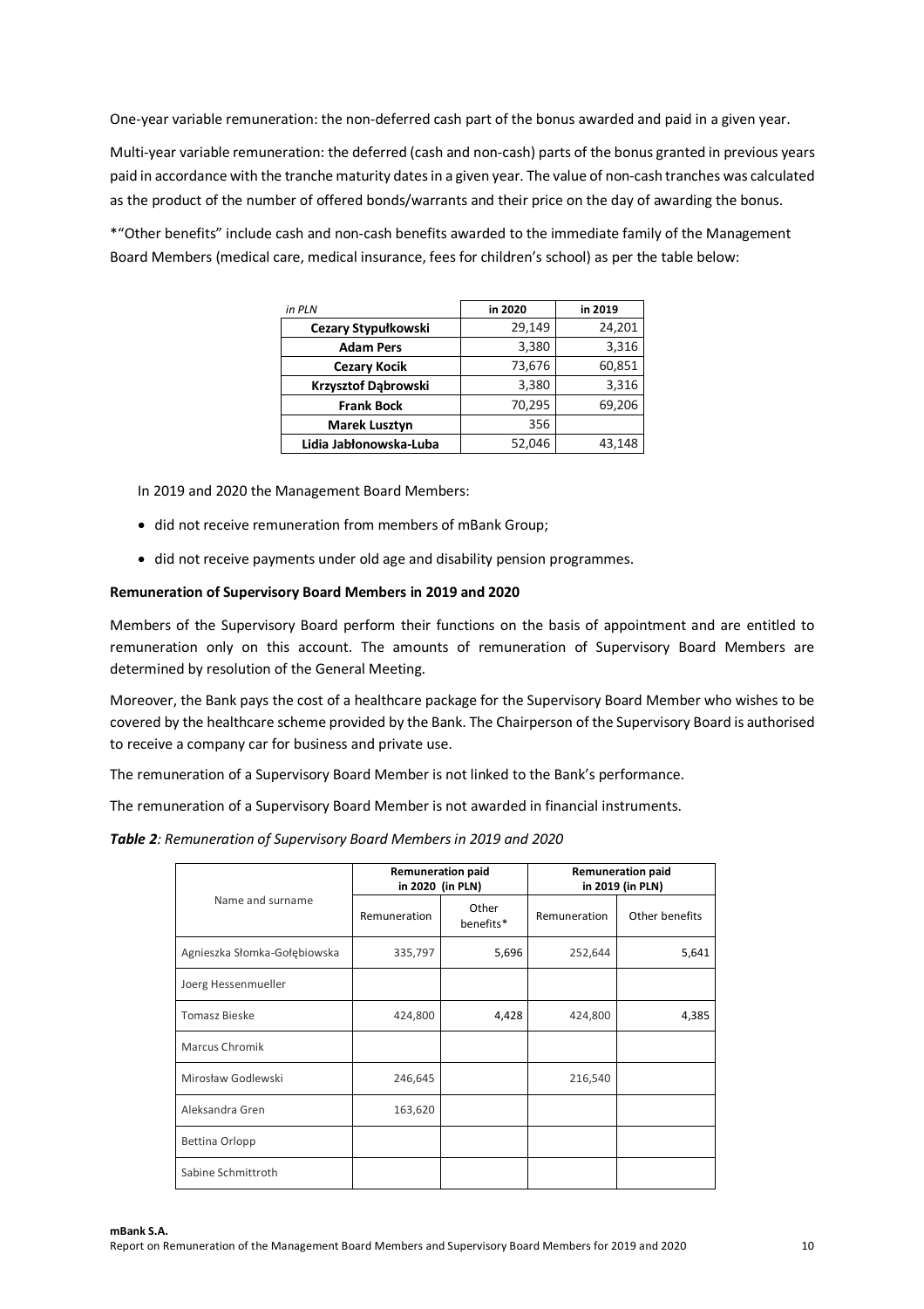One-year variable remuneration: the non-deferred cash part of the bonus awarded and paid in a given year.

Multi-year variable remuneration: the deferred (cash and non-cash) parts of the bonus granted in previous years paid in accordance with the tranche maturity dates in a given year. The value of non-cash tranches was calculated as the product of the number of offered bonds/warrants and their price on the day of awarding the bonus.

*"Other benefits" include cash and non-cash benefits awarded to the immediate family of the Management Board Members (medical care, medical insurance, fees for children's school) as per the table below:

| *in PLN* | in 2020 | in 2019 |
|---|---|---|
| **Cezary Stypułkowski** | 29,149 | 24,201 |
| **Adam Pers** | 3,380 | 3,316 |
| **Cezary Kocik** | 73,676 | 60,851 |
| **Krzysztof Dąbrowski** | 3,380 | 3,316 |
| **Frank Bock** | 70,295 | 69,206 |
| **Marek Lusztyn** | 356 | |
| **Lidia Jabłonowska-Luba** | 52,046 | 43,148 |

In 2019 and 2020 the Management Board Members:

- did not receive remuneration from members of mBank Group;
- did not receive payments under old age and disability pension programmes.

**Remuneration of Supervisory Board Members in 2019 and 2020**

Members of the Supervisory Board perform their functions on the basis of appointment and are entitled to remuneration only on this account. The amounts of remuneration of Supervisory Board Members are determined by resolution of the General Meeting.

Moreover, the Bank pays the cost of a healthcare package for the Supervisory Board Member who wishes to be covered by the healthcare scheme provided by the Bank. The Chairperson of the Supervisory Board is authorised to receive a company car for business and private use.

The remuneration of a Supervisory Board Member is not linked to the Bank's performance.

The remuneration of a Supervisory Board Member is not awarded in financial instruments.

***Table 2**: Remuneration of Supervisory Board Members in 2019 and 2020*

| Name and surname | Remuneration paid in 2020 (in PLN) | | Remuneration paid in 2019 (in PLN) | |
|---|---|---|---|---|
| | Remuneration | Other benefits* | Remuneration | Other benefits |
| Agnieszka Słomka-Gołębiowska | 335,797 | 5,696 | 252,644 | 5,641 |
| Joerg Hessenmueller | | | | |
| Tomasz Bieske | 424,800 | 4,428 | 424,800 | 4,385 |
| Marcus Chromik | | | | |
| Mirosław Godlewski | 246,645 | | 216,540 | |
| Aleksandra Gren | 163,620 | | | |
| Bettina Orlopp | | | | |
| Sabine Schmittroth | | | | |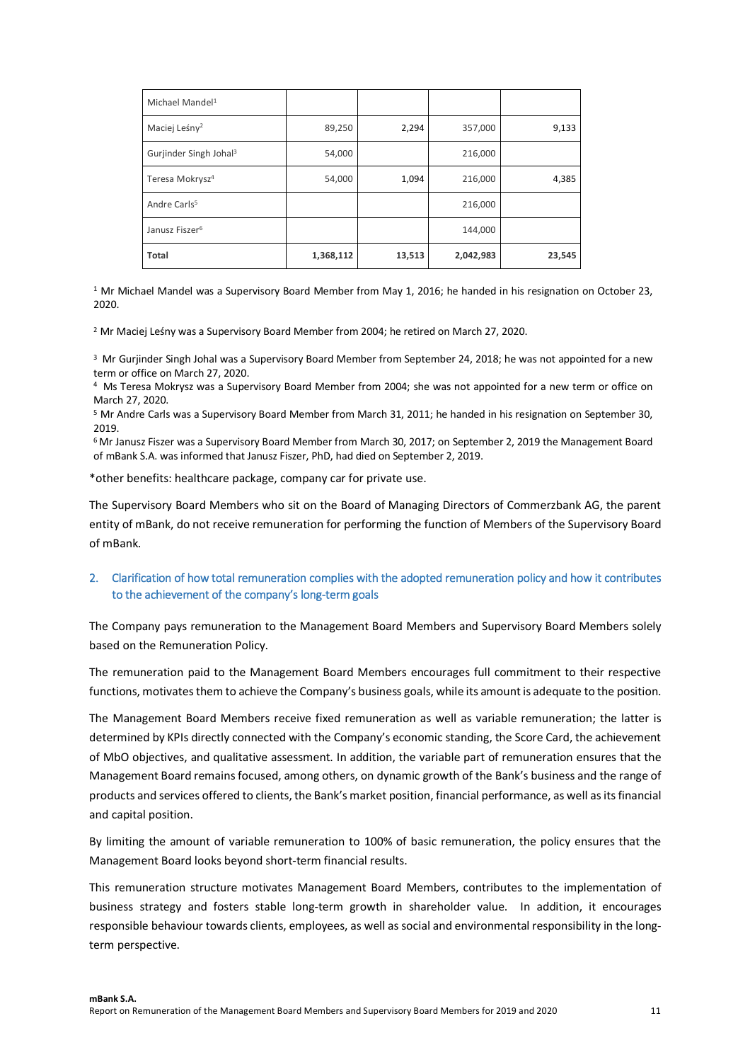| | | | | |
|---|---|---|---|---|
| Michael Mandel[1] | | | | |
| Maciej Leśny[2] | 89,250 | 2,294 | 357,000 | 9,133 |
| Gurjinder Singh Johal[3] | 54,000 | | 216,000 | |
| Teresa Mokrysz[4] | 54,000 | 1,094 | 216,000 | 4,385 |
| Andre Carls[5] | | | 216,000 | |
| Janusz Fiszer[6] | | | 144,000 | |
| **Total** | **1,368,112** | **13,513** | **2,042,983** | **23,545** |

[1] Mr Michael Mandel was a Supervisory Board Member from May 1, 2016; he handed in his resignation on October 23, 2020.

[2] Mr Maciej Leśny was a Supervisory Board Member from 2004; he retired on March 27, 2020.

[3] Mr Gurjinder Singh Johal was a Supervisory Board Member from September 24, 2018; he was not appointed for a new term or office on March 27, 2020.

[4] Ms Teresa Mokrysz was a Supervisory Board Member from 2004; she was not appointed for a new term or office on March 27, 2020.

[5] Mr Andre Carls was a Supervisory Board Member from March 31, 2011; he handed in his resignation on September 30, 2019.

[6] Mr Janusz Fiszer was a Supervisory Board Member from March 30, 2017; on September 2, 2019 the Management Board of mBank S.A. was informed that Janusz Fiszer, PhD, had died on September 2, 2019.

*other benefits: healthcare package, company car for private use.

The Supervisory Board Members who sit on the Board of Managing Directors of Commerzbank AG, the parent entity of mBank, do not receive remuneration for performing the function of Members of the Supervisory Board of mBank.

## 2. Clarification of how total remuneration complies with the adopted remuneration policy and how it contributes to the achievement of the company's long-term goals

The Company pays remuneration to the Management Board Members and Supervisory Board Members solely based on the Remuneration Policy.

The remuneration paid to the Management Board Members encourages full commitment to their respective functions, motivates them to achieve the Company's business goals, while its amount is adequate to the position.

The Management Board Members receive fixed remuneration as well as variable remuneration; the latter is determined by KPIs directly connected with the Company's economic standing, the Score Card, the achievement of MbO objectives, and qualitative assessment. In addition, the variable part of remuneration ensures that the Management Board remains focused, among others, on dynamic growth of the Bank's business and the range of products and services offered to clients, the Bank's market position, financial performance, as well as its financial and capital position.

By limiting the amount of variable remuneration to 100% of basic remuneration, the policy ensures that the Management Board looks beyond short-term financial results.

This remuneration structure motivates Management Board Members, contributes to the implementation of business strategy and fosters stable long-term growth in shareholder value. In addition, it encourages responsible behaviour towards clients, employees, as well as social and environmental responsibility in the long-term perspective.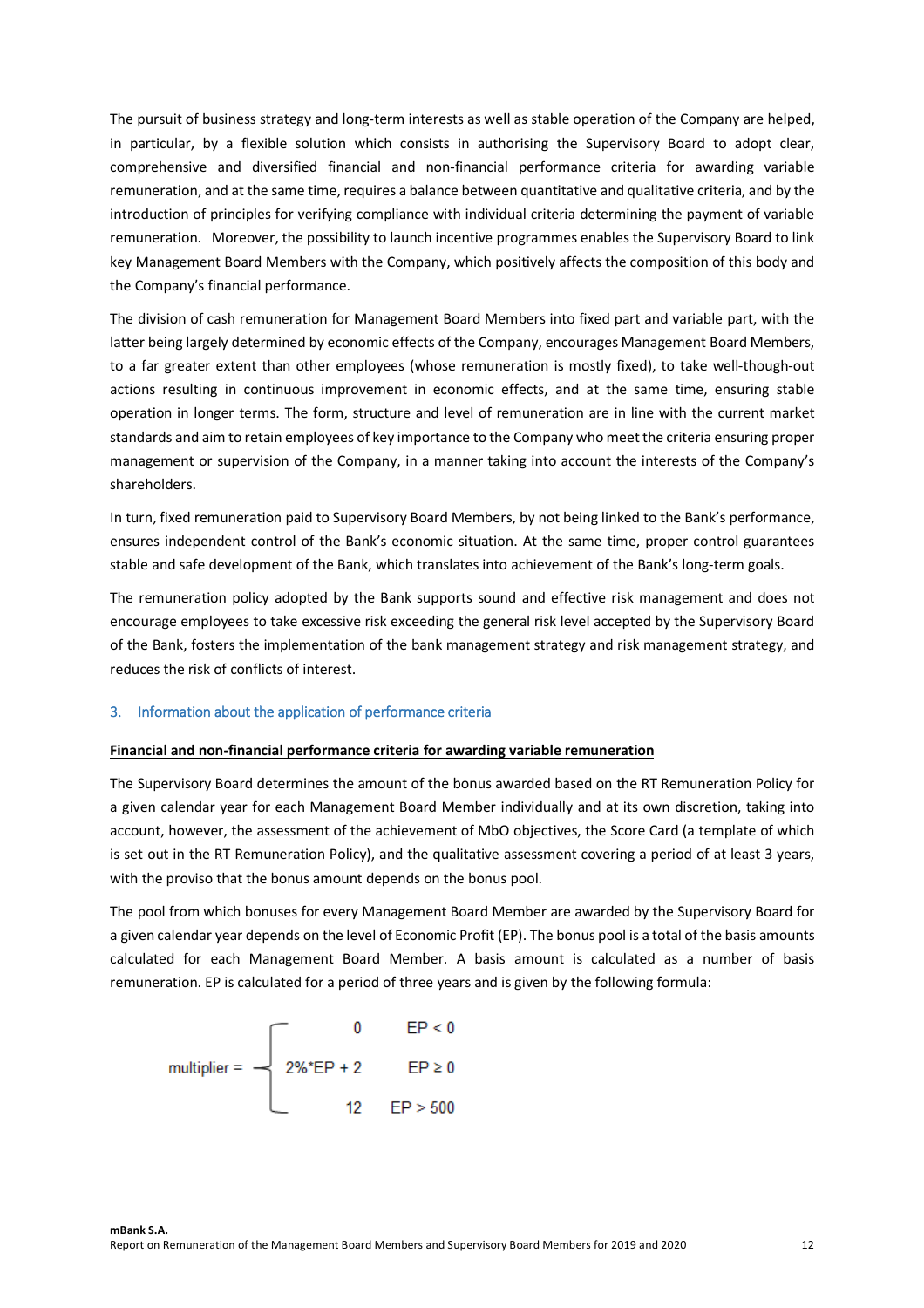The pursuit of business strategy and long-term interests as well as stable operation of the Company are helped, in particular, by a flexible solution which consists in authorising the Supervisory Board to adopt clear, comprehensive and diversified financial and non-financial performance criteria for awarding variable remuneration, and at the same time, requires a balance between quantitative and qualitative criteria, and by the introduction of principles for verifying compliance with individual criteria determining the payment of variable remuneration. Moreover, the possibility to launch incentive programmes enables the Supervisory Board to link key Management Board Members with the Company, which positively affects the composition of this body and the Company's financial performance.

The division of cash remuneration for Management Board Members into fixed part and variable part, with the latter being largely determined by economic effects of the Company, encourages Management Board Members, to a far greater extent than other employees (whose remuneration is mostly fixed), to take well-though-out actions resulting in continuous improvement in economic effects, and at the same time, ensuring stable operation in longer terms. The form, structure and level of remuneration are in line with the current market standards and aim to retain employees of key importance to the Company who meet the criteria ensuring proper management or supervision of the Company, in a manner taking into account the interests of the Company's shareholders.

In turn, fixed remuneration paid to Supervisory Board Members, by not being linked to the Bank's performance, ensures independent control of the Bank's economic situation. At the same time, proper control guarantees stable and safe development of the Bank, which translates into achievement of the Bank's long-term goals.

The remuneration policy adopted by the Bank supports sound and effective risk management and does not encourage employees to take excessive risk exceeding the general risk level accepted by the Supervisory Board of the Bank, fosters the implementation of the bank management strategy and risk management strategy, and reduces the risk of conflicts of interest.

## 3. Information about the application of performance criteria

**Financial and non-financial performance criteria for awarding variable remuneration**

The Supervisory Board determines the amount of the bonus awarded based on the RT Remuneration Policy for a given calendar year for each Management Board Member individually and at its own discretion, taking into account, however, the assessment of the achievement of MbO objectives, the Score Card (a template of which is set out in the RT Remuneration Policy), and the qualitative assessment covering a period of at least 3 years, with the proviso that the bonus amount depends on the bonus pool.

The pool from which bonuses for every Management Board Member are awarded by the Supervisory Board for a given calendar year depends on the level of Economic Profit (EP). The bonus pool is a total of the basis amounts calculated for each Management Board Member. A basis amount is calculated as a number of basis remuneration. EP is calculated for a period of three years and is given by the following formula:

$$\text{multiplier} = \begin{cases} 0 & EP < 0 \\ 2\% \cdot EP + 2 & EP \geq 0 \\ 12 & EP > 500 \end{cases}$$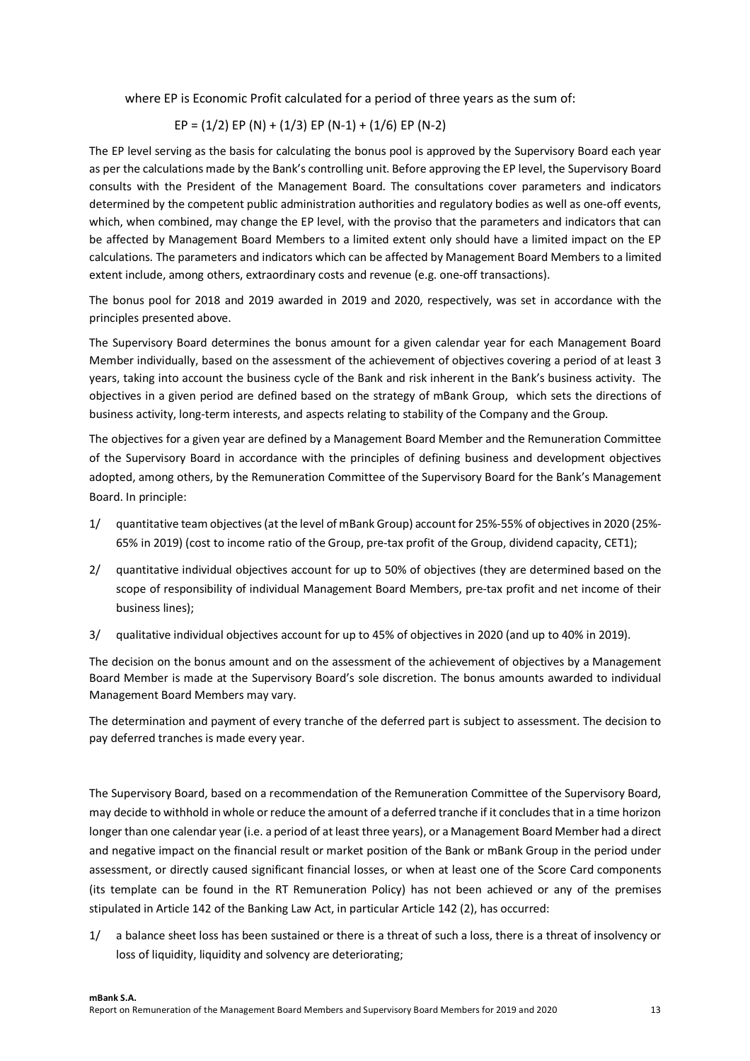where EP is Economic Profit calculated for a period of three years as the sum of:

$$EP = (1/2)\,EP\,(N) + (1/3)\,EP\,(N\text{-}1) + (1/6)\,EP\,(N\text{-}2)$$

The EP level serving as the basis for calculating the bonus pool is approved by the Supervisory Board each year as per the calculations made by the Bank's controlling unit. Before approving the EP level, the Supervisory Board consults with the President of the Management Board. The consultations cover parameters and indicators determined by the competent public administration authorities and regulatory bodies as well as one-off events, which, when combined, may change the EP level, with the proviso that the parameters and indicators that can be affected by Management Board Members to a limited extent only should have a limited impact on the EP calculations. The parameters and indicators which can be affected by Management Board Members to a limited extent include, among others, extraordinary costs and revenue (e.g. one-off transactions).

The bonus pool for 2018 and 2019 awarded in 2019 and 2020, respectively, was set in accordance with the principles presented above.

The Supervisory Board determines the bonus amount for a given calendar year for each Management Board Member individually, based on the assessment of the achievement of objectives covering a period of at least 3 years, taking into account the business cycle of the Bank and risk inherent in the Bank's business activity. The objectives in a given period are defined based on the strategy of mBank Group, which sets the directions of business activity, long-term interests, and aspects relating to stability of the Company and the Group.

The objectives for a given year are defined by a Management Board Member and the Remuneration Committee of the Supervisory Board in accordance with the principles of defining business and development objectives adopted, among others, by the Remuneration Committee of the Supervisory Board for the Bank's Management Board. In principle:

1/ quantitative team objectives (at the level of mBank Group) account for 25%-55% of objectives in 2020 (25%-65% in 2019) (cost to income ratio of the Group, pre-tax profit of the Group, dividend capacity, CET1);

2/ quantitative individual objectives account for up to 50% of objectives (they are determined based on the scope of responsibility of individual Management Board Members, pre-tax profit and net income of their business lines);

3/ qualitative individual objectives account for up to 45% of objectives in 2020 (and up to 40% in 2019).

The decision on the bonus amount and on the assessment of the achievement of objectives by a Management Board Member is made at the Supervisory Board's sole discretion. The bonus amounts awarded to individual Management Board Members may vary.

The determination and payment of every tranche of the deferred part is subject to assessment. The decision to pay deferred tranches is made every year.

The Supervisory Board, based on a recommendation of the Remuneration Committee of the Supervisory Board, may decide to withhold in whole or reduce the amount of a deferred tranche if it concludes that in a time horizon longer than one calendar year (i.e. a period of at least three years), or a Management Board Member had a direct and negative impact on the financial result or market position of the Bank or mBank Group in the period under assessment, or directly caused significant financial losses, or when at least one of the Score Card components (its template can be found in the RT Remuneration Policy) has not been achieved or any of the premises stipulated in Article 142 of the Banking Law Act, in particular Article 142 (2), has occurred:

1/ a balance sheet loss has been sustained or there is a threat of such a loss, there is a threat of insolvency or loss of liquidity, liquidity and solvency are deteriorating;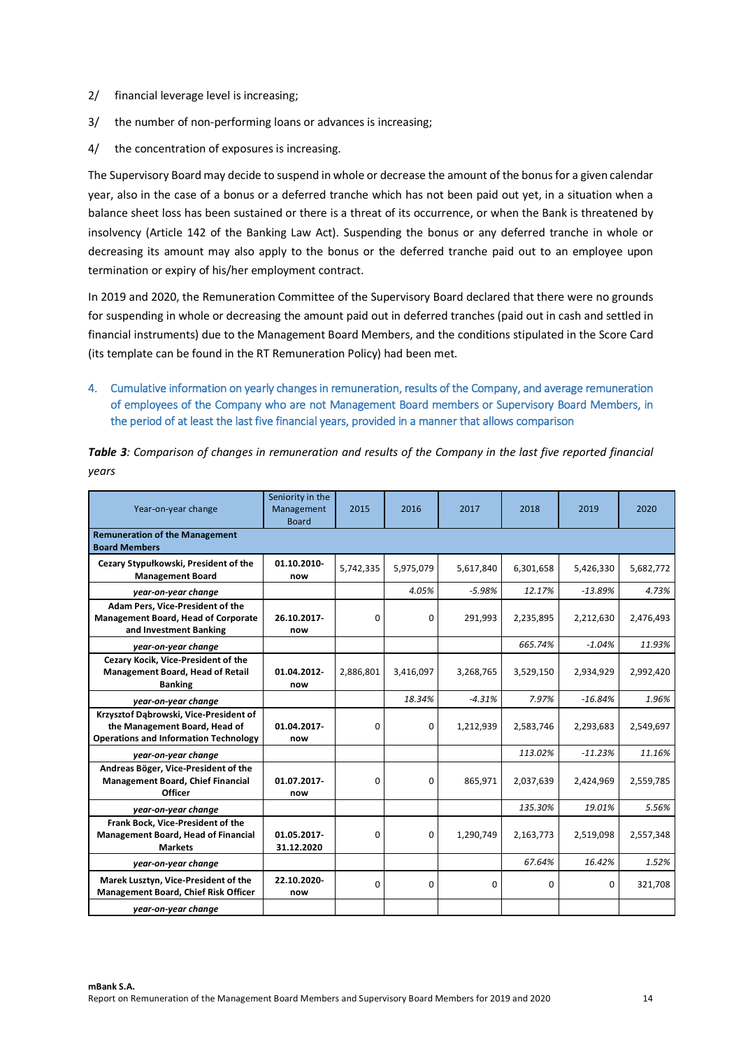2/ financial leverage level is increasing;

3/ the number of non-performing loans or advances is increasing;

4/ the concentration of exposures is increasing.

The Supervisory Board may decide to suspend in whole or decrease the amount of the bonus for a given calendar year, also in the case of a bonus or a deferred tranche which has not been paid out yet, in a situation when a balance sheet loss has been sustained or there is a threat of its occurrence, or when the Bank is threatened by insolvency (Article 142 of the Banking Law Act). Suspending the bonus or any deferred tranche in whole or decreasing its amount may also apply to the bonus or the deferred tranche paid out to an employee upon termination or expiry of his/her employment contract.

In 2019 and 2020, the Remuneration Committee of the Supervisory Board declared that there were no grounds for suspending in whole or decreasing the amount paid out in deferred tranches (paid out in cash and settled in financial instruments) due to the Management Board Members, and the conditions stipulated in the Score Card (its template can be found in the RT Remuneration Policy) had been met.

## 4. Cumulative information on yearly changes in remuneration, results of the Company, and average remuneration of employees of the Company who are not Management Board members or Supervisory Board Members, in the period of at least the last five financial years, provided in a manner that allows comparison

***Table 3**: Comparison of changes in remuneration and results of the Company in the last five reported financial years*

| Year-on-year change | Seniority in the Management Board | 2015 | 2016 | 2017 | 2018 | 2019 | 2020 |
|---|---|---|---|---|---|---|---|
| **Remuneration of the Management Board Members** | | | | | | | |
| **Cezary Stypułkowski, President of the Management Board** | **01.10.2010-now** | 5,742,335 | 5,975,079 | 5,617,840 | 6,301,658 | 5,426,330 | 5,682,772 |
| ***year-on-year change*** | | | *4.05%* | *-5.98%* | *12.17%* | *-13.89%* | *4.73%* |
| **Adam Pers, Vice-President of the Management Board, Head of Corporate and Investment Banking** | **26.10.2017-now** | 0 | 0 | 291,993 | 2,235,895 | 2,212,630 | 2,476,493 |
| ***year-on-year change*** | | | | | *665.74%* | *-1.04%* | *11.93%* |
| **Cezary Kocik, Vice-President of the Management Board, Head of Retail Banking** | **01.04.2012-now** | 2,886,801 | 3,416,097 | 3,268,765 | 3,529,150 | 2,934,929 | 2,992,420 |
| ***year-on-year change*** | | | *18.34%* | *-4.31%* | *7.97%* | *-16.84%* | *1.96%* |
| **Krzysztof Dąbrowski, Vice-President of the Management Board, Head of Operations and Information Technology** | **01.04.2017-now** | 0 | 0 | 1,212,939 | 2,583,746 | 2,293,683 | 2,549,697 |
| ***year-on-year change*** | | | | | *113.02%* | *-11.23%* | *11.16%* |
| **Andreas Böger, Vice-President of the Management Board, Chief Financial Officer** | **01.07.2017-now** | 0 | 0 | 865,971 | 2,037,639 | 2,424,969 | 2,559,785 |
| ***year-on-year change*** | | | | | *135.30%* | *19.01%* | *5.56%* |
| **Frank Bock, Vice-President of the Management Board, Head of Financial Markets** | **01.05.2017-31.12.2020** | 0 | 0 | 1,290,749 | 2,163,773 | 2,519,098 | 2,557,348 |
| ***year-on-year change*** | | | | | *67.64%* | *16.42%* | *1.52%* |
| **Marek Lusztyn, Vice-President of the Management Board, Chief Risk Officer** | **22.10.2020-now** | 0 | 0 | 0 | 0 | 0 | 321,708 |
| ***year-on-year change*** | | | | | | | |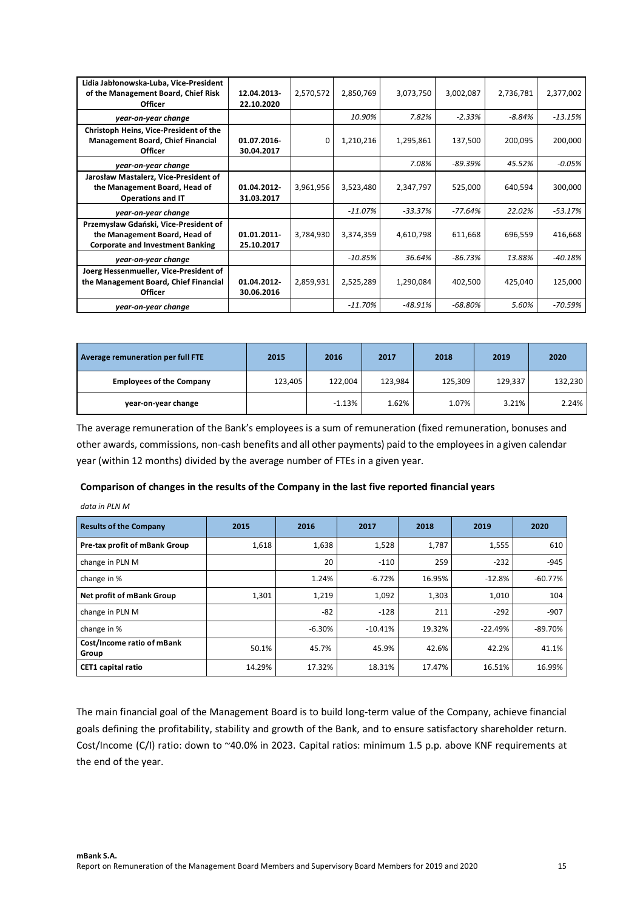| | | | | | | | |
|---|---|---|---|---|---|---|---|
| **Lidia Jabłonowska-Luba, Vice-President of the Management Board, Chief Risk Officer** | **12.04.2013-22.10.2020** | 2,570,572 | 2,850,769 | 3,073,750 | 3,002,087 | 2,736,781 | 2,377,002 |
| ***year-on-year change*** | | | *10.90%* | *7.82%* | *-2.33%* | *-8.84%* | *-13.15%* |
| **Christoph Heins, Vice-President of the Management Board, Chief Financial Officer** | **01.07.2016-30.04.2017** | 0 | 1,210,216 | 1,295,861 | 137,500 | 200,095 | 200,000 |
| ***year-on-year change*** | | | | *7.08%* | *-89.39%* | *45.52%* | *-0.05%* |
| **Jarosław Mastalerz, Vice-President of the Management Board, Head of Operations and IT** | **01.04.2012-31.03.2017** | 3,961,956 | 3,523,480 | 2,347,797 | 525,000 | 640,594 | 300,000 |
| ***year-on-year change*** | | | *-11.07%* | *-33.37%* | *-77.64%* | *22.02%* | *-53.17%* |
| **Przemysław Gdański, Vice-President of the Management Board, Head of Corporate and Investment Banking** | **01.01.2011-25.10.2017** | 3,784,930 | 3,374,359 | 4,610,798 | 611,668 | 696,559 | 416,668 |
| ***year-on-year change*** | | | *-10.85%* | *36.64%* | *-86.73%* | *13.88%* | *-40.18%* |
| **Joerg Hessenmueller, Vice-President of the Management Board, Chief Financial Officer** | **01.04.2012-30.06.2016** | 2,859,931 | 2,525,289 | 1,290,084 | 402,500 | 425,040 | 125,000 |
| ***year-on-year change*** | | | *-11.70%* | *-48.91%* | *-68.80%* | *5.60%* | *-70.59%* |

| **Average remuneration per full FTE** | **2015** | **2016** | **2017** | **2018** | **2019** | **2020** |
|---|---|---|---|---|---|---|
| **Employees of the Company** | 123,405 | 122,004 | 123,984 | 125,309 | 129,337 | 132,230 |
| **year-on-year change** | | -1.13% | 1.62% | 1.07% | 3.21% | 2.24% |

The average remuneration of the Bank's employees is a sum of remuneration (fixed remuneration, bonuses and other awards, commissions, non-cash benefits and all other payments) paid to the employees in a given calendar year (within 12 months) divided by the average number of FTEs in a given year.

**Comparison of changes in the results of the Company in the last five reported financial years**

*data in PLN M*

| **Results of the Company** | **2015** | **2016** | **2017** | **2018** | **2019** | **2020** |
|---|---|---|---|---|---|---|
| **Pre-tax profit of mBank Group** | 1,618 | 1,638 | 1,528 | 1,787 | 1,555 | 610 |
| change in PLN M | | 20 | -110 | 259 | -232 | -945 |
| change in % | | 1.24% | -6.72% | 16.95% | -12.8% | -60.77% |
| **Net profit of mBank Group** | 1,301 | 1,219 | 1,092 | 1,303 | 1,010 | 104 |
| change in PLN M | | -82 | -128 | 211 | -292 | -907 |
| change in % | | -6.30% | -10.41% | 19.32% | -22.49% | -89.70% |
| **Cost/Income ratio of mBank Group** | 50.1% | 45.7% | 45.9% | 42.6% | 42.2% | 41.1% |
| **CET1 capital ratio** | 14.29% | 17.32% | 18.31% | 17.47% | 16.51% | 16.99% |

The main financial goal of the Management Board is to build long-term value of the Company, achieve financial goals defining the profitability, stability and growth of the Bank, and to ensure satisfactory shareholder return. Cost/Income (C/I) ratio: down to ~40.0% in 2023. Capital ratios: minimum 1.5 p.p. above KNF requirements at the end of the year.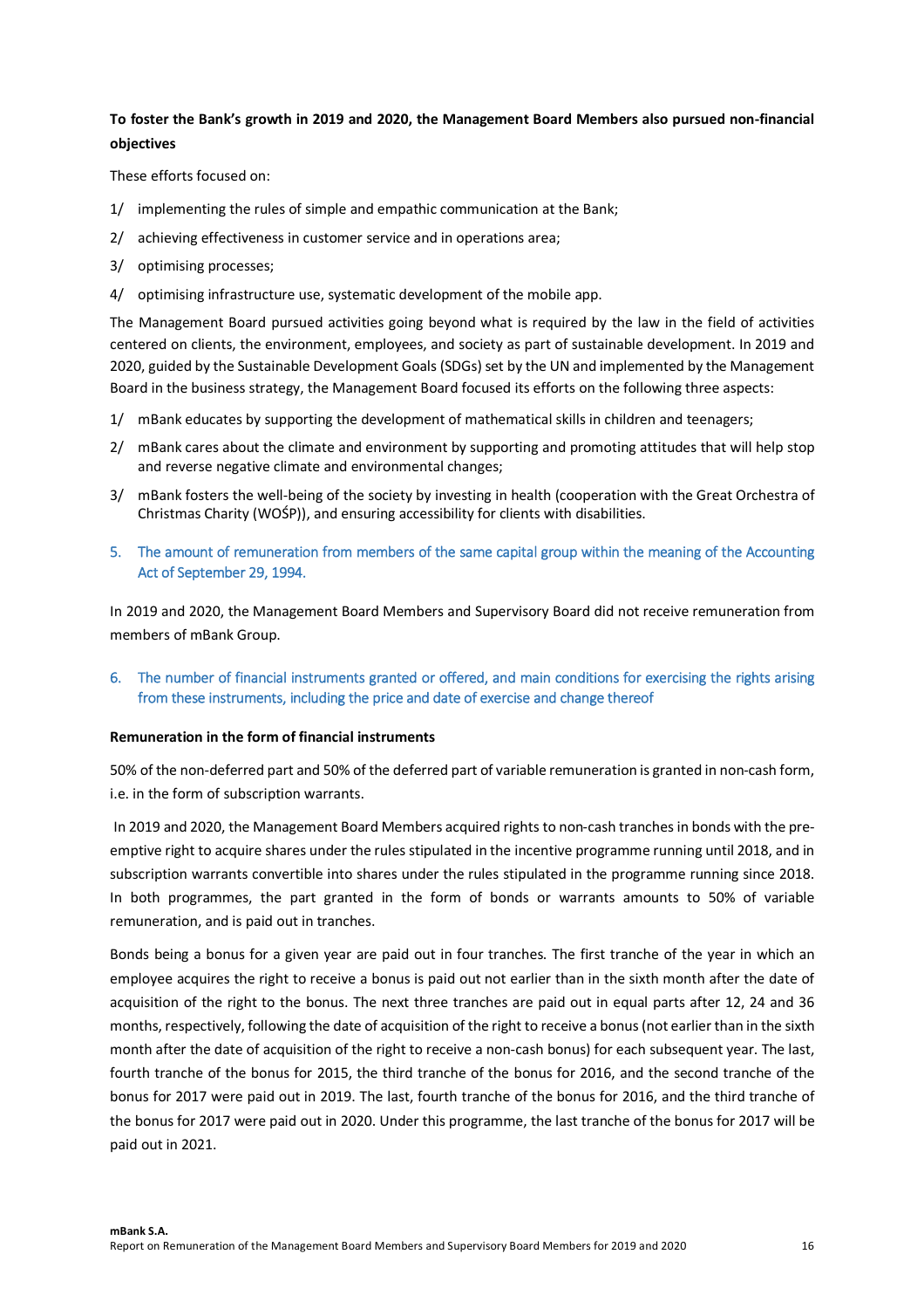**To foster the Bank's growth in 2019 and 2020, the Management Board Members also pursued non-financial objectives**

These efforts focused on:

1/ implementing the rules of simple and empathic communication at the Bank;

2/ achieving effectiveness in customer service and in operations area;

3/ optimising processes;

4/ optimising infrastructure use, systematic development of the mobile app.

The Management Board pursued activities going beyond what is required by the law in the field of activities centered on clients, the environment, employees, and society as part of sustainable development. In 2019 and 2020, guided by the Sustainable Development Goals (SDGs) set by the UN and implemented by the Management Board in the business strategy, the Management Board focused its efforts on the following three aspects:

1/ mBank educates by supporting the development of mathematical skills in children and teenagers;

2/ mBank cares about the climate and environment by supporting and promoting attitudes that will help stop and reverse negative climate and environmental changes;

3/ mBank fosters the well-being of the society by investing in health (cooperation with the Great Orchestra of Christmas Charity (WOŚP)), and ensuring accessibility for clients with disabilities.

## 5. The amount of remuneration from members of the same capital group within the meaning of the Accounting Act of September 29, 1994.

In 2019 and 2020, the Management Board Members and Supervisory Board did not receive remuneration from members of mBank Group.

## 6. The number of financial instruments granted or offered, and main conditions for exercising the rights arising from these instruments, including the price and date of exercise and change thereof

**Remuneration in the form of financial instruments**

50% of the non-deferred part and 50% of the deferred part of variable remuneration is granted in non-cash form, i.e. in the form of subscription warrants.

In 2019 and 2020, the Management Board Members acquired rights to non-cash tranches in bonds with the pre-emptive right to acquire shares under the rules stipulated in the incentive programme running until 2018, and in subscription warrants convertible into shares under the rules stipulated in the programme running since 2018. In both programmes, the part granted in the form of bonds or warrants amounts to 50% of variable remuneration, and is paid out in tranches.

Bonds being a bonus for a given year are paid out in four tranches. The first tranche of the year in which an employee acquires the right to receive a bonus is paid out not earlier than in the sixth month after the date of acquisition of the right to the bonus. The next three tranches are paid out in equal parts after 12, 24 and 36 months, respectively, following the date of acquisition of the right to receive a bonus (not earlier than in the sixth month after the date of acquisition of the right to receive a non-cash bonus) for each subsequent year. The last, fourth tranche of the bonus for 2015, the third tranche of the bonus for 2016, and the second tranche of the bonus for 2017 were paid out in 2019. The last, fourth tranche of the bonus for 2016, and the third tranche of the bonus for 2017 were paid out in 2020. Under this programme, the last tranche of the bonus for 2017 will be paid out in 2021.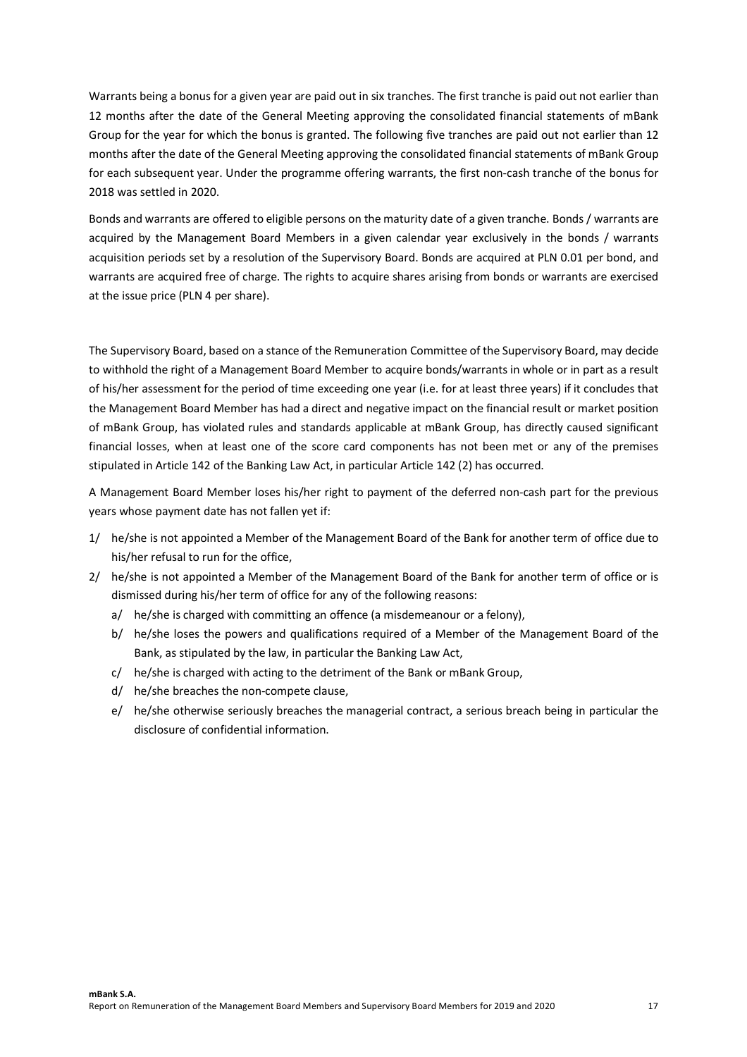Warrants being a bonus for a given year are paid out in six tranches. The first tranche is paid out not earlier than 12 months after the date of the General Meeting approving the consolidated financial statements of mBank Group for the year for which the bonus is granted. The following five tranches are paid out not earlier than 12 months after the date of the General Meeting approving the consolidated financial statements of mBank Group for each subsequent year. Under the programme offering warrants, the first non-cash tranche of the bonus for 2018 was settled in 2020.

Bonds and warrants are offered to eligible persons on the maturity date of a given tranche. Bonds / warrants are acquired by the Management Board Members in a given calendar year exclusively in the bonds / warrants acquisition periods set by a resolution of the Supervisory Board. Bonds are acquired at PLN 0.01 per bond, and warrants are acquired free of charge. The rights to acquire shares arising from bonds or warrants are exercised at the issue price (PLN 4 per share).

The Supervisory Board, based on a stance of the Remuneration Committee of the Supervisory Board, may decide to withhold the right of a Management Board Member to acquire bonds/warrants in whole or in part as a result of his/her assessment for the period of time exceeding one year (i.e. for at least three years) if it concludes that the Management Board Member has had a direct and negative impact on the financial result or market position of mBank Group, has violated rules and standards applicable at mBank Group, has directly caused significant financial losses, when at least one of the score card components has not been met or any of the premises stipulated in Article 142 of the Banking Law Act, in particular Article 142 (2) has occurred.

A Management Board Member loses his/her right to payment of the deferred non-cash part for the previous years whose payment date has not fallen yet if:

1/ he/she is not appointed a Member of the Management Board of the Bank for another term of office due to his/her refusal to run for the office,

2/ he/she is not appointed a Member of the Management Board of the Bank for another term of office or is dismissed during his/her term of office for any of the following reasons:

   a/ he/she is charged with committing an offence (a misdemeanour or a felony),

   b/ he/she loses the powers and qualifications required of a Member of the Management Board of the Bank, as stipulated by the law, in particular the Banking Law Act,

   c/ he/she is charged with acting to the detriment of the Bank or mBank Group,

   d/ he/she breaches the non-compete clause,

   e/ he/she otherwise seriously breaches the managerial contract, a serious breach being in particular the disclosure of confidential information.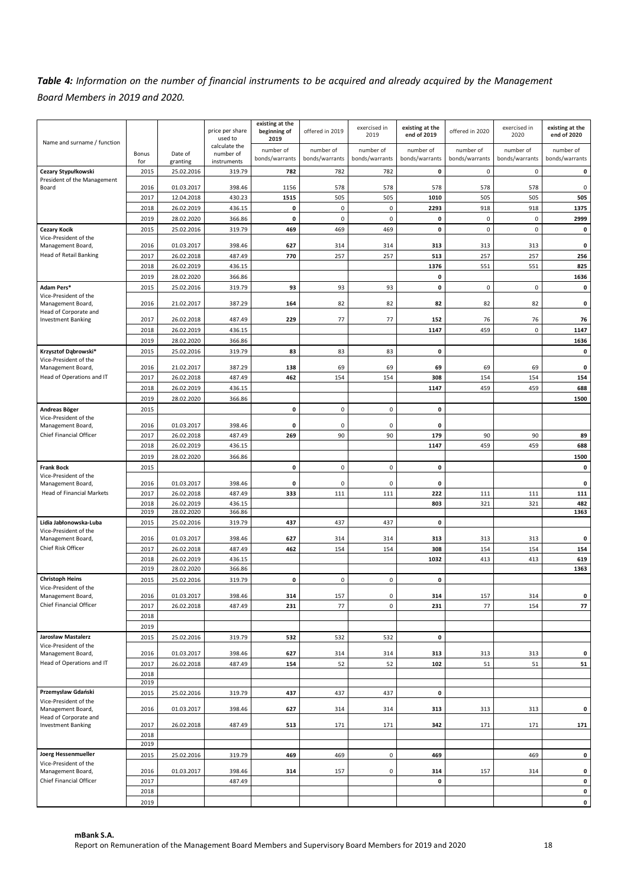***Table 4:*** *Information on the number of financial instruments to be acquired and already acquired by the Management Board Members in 2019 and 2020.*

| Name and surname / function | Bonus for | Date of granting | price per share used to calculate the number of instruments | existing at the beginning of 2019 | offered in 2019 | exercised in 2019 | existing at the end of 2019 | offered in 2020 | exercised in 2020 | existing at the end of 2020 |
|---|---|---|---|---|---|---|---|---|---|---|
| | | | | number of bonds/warrants | number of bonds/warrants | number of bonds/warrants | number of bonds/warrants | number of bonds/warrants | number of bonds/warrants | number of bonds/warrants |
| **Cezary Stypułkowski** | 2015 | 25.02.2016 | 319.79 | **782** | 782 | 782 | **0** | 0 | 0 | **0** |
| President of the Management Board | 2016 | 01.03.2017 | 398.46 | 1156 | 578 | 578 | 578 | 578 | 578 | 0 |
| | 2017 | 12.04.2018 | 430.23 | **1515** | 505 | 505 | **1010** | 505 | 505 | **505** |
| | 2018 | 26.02.2019 | 436.15 | **0** | 0 | 0 | **2293** | 918 | 918 | **1375** |
| | 2019 | 28.02.2020 | 366.86 | **0** | 0 | 0 | **0** | 0 | 0 | **2999** |
| **Cezary Kocik** | 2015 | 25.02.2016 | 319.79 | **469** | 469 | 469 | **0** | 0 | 0 | **0** |
| Vice-President of the Management Board, | 2016 | 01.03.2017 | 398.46 | **627** | 314 | 314 | **313** | 313 | 313 | **0** |
| Head of Retail Banking | 2017 | 26.02.2018 | 487.49 | **770** | 257 | 257 | **513** | 257 | 257 | **256** |
| | 2018 | 26.02.2019 | 436.15 | | | | **1376** | 551 | 551 | **825** |
| | 2019 | 28.02.2020 | 366.86 | | | | **0** | | | **1636** |
| **Adam Pers*** | 2015 | 25.02.2016 | 319.79 | **93** | 93 | 93 | **0** | 0 | 0 | **0** |
| Vice-President of the Management Board, | 2016 | 21.02.2017 | 387.29 | **164** | 82 | 82 | **82** | 82 | 82 | **0** |
| Head of Corporate and Investment Banking | 2017 | 26.02.2018 | 487.49 | **229** | 77 | 77 | **152** | 76 | 76 | **76** |
| | 2018 | 26.02.2019 | 436.15 | | | | **1147** | 459 | 0 | **1147** |
| | 2019 | 28.02.2020 | 366.86 | | | | | | | **1636** |
| **Krzysztof Dąbrowski*** | 2015 | 25.02.2016 | 319.79 | **83** | 83 | 83 | **0** | | | **0** |
| Vice-President of the Management Board, | 2016 | 21.02.2017 | 387.29 | **138** | 69 | 69 | **69** | 69 | 69 | **0** |
| Head of Operations and IT | 2017 | 26.02.2018 | 487.49 | **462** | 154 | 154 | **308** | 154 | 154 | **154** |
| | 2018 | 26.02.2019 | 436.15 | | | | **1147** | 459 | 459 | **688** |
| | 2019 | 28.02.2020 | 366.86 | | | | | | | **1500** |
| **Andreas Böger** | 2015 | | | **0** | 0 | 0 | **0** | | | |
| Vice-President of the Management Board, | 2016 | 01.03.2017 | 398.46 | **0** | 0 | 0 | **0** | | | |
| Chief Financial Officer | 2017 | 26.02.2018 | 487.49 | **269** | 90 | 90 | **179** | 90 | 90 | **89** |
| | 2018 | 26.02.2019 | 436.15 | | | | **1147** | 459 | 459 | **688** |
| | 2019 | 28.02.2020 | 366.86 | | | | | | | **1500** |
| **Frank Bock** | 2015 | | | **0** | 0 | 0 | **0** | | | **0** |
| Vice-President of the Management Board, | 2016 | 01.03.2017 | 398.46 | **0** | 0 | 0 | **0** | | | **0** |
| Head of Financial Markets | 2017 | 26.02.2018 | 487.49 | **333** | 111 | 111 | **222** | 111 | 111 | **111** |
| | 2018 | 26.02.2019 | 436.15 | | | | **803** | 321 | 321 | **482** |
| | 2019 | 28.02.2020 | 366.86 | | | | | | | **1363** |
| **Lidia Jabłonowska-Luba** | 2015 | 25.02.2016 | 319.79 | **437** | 437 | 437 | **0** | | | |
| Vice-President of the Management Board, | 2016 | 01.03.2017 | 398.46 | **627** | 314 | 314 | **313** | 313 | 313 | **0** |
| Chief Risk Officer | 2017 | 26.02.2018 | 487.49 | **462** | 154 | 154 | **308** | 154 | 154 | **154** |
| | 2018 | 26.02.2019 | 436.15 | | | | **1032** | 413 | 413 | **619** |
| | 2019 | 28.02.2020 | 366.86 | | | | | | | **1363** |
| **Christoph Heins** | 2015 | 25.02.2016 | 319.79 | **0** | 0 | 0 | **0** | | | |
| Vice-President of the Management Board, | 2016 | 01.03.2017 | 398.46 | **314** | 157 | 0 | **314** | 157 | 314 | **0** |
| Chief Financial Officer | 2017 | 26.02.2018 | 487.49 | **231** | 77 | 0 | **231** | 77 | 154 | **77** |
| | 2018 | | | | | | | | | |
| | 2019 | | | | | | | | | |
| **Jarosław Mastalerz** | 2015 | 25.02.2016 | 319.79 | **532** | 532 | 532 | **0** | | | |
| Vice-President of the Management Board, | 2016 | 01.03.2017 | 398.46 | **627** | 314 | 314 | **313** | 313 | 313 | **0** |
| Head of Operations and IT | 2017 | 26.02.2018 | 487.49 | **154** | 52 | 52 | **102** | 51 | 51 | **51** |
| | 2018 | | | | | | | | | |
| | 2019 | | | | | | | | | |
| **Przemysław Gdański** | 2015 | 25.02.2016 | 319.79 | **437** | 437 | 437 | **0** | | | |
| Vice-President of the Management Board, | 2016 | 01.03.2017 | 398.46 | **627** | 314 | 314 | **313** | 313 | 313 | **0** |
| Head of Corporate and Investment Banking | 2017 | 26.02.2018 | 487.49 | **513** | 171 | 171 | **342** | 171 | 171 | **171** |
| | 2018 | | | | | | | | | |
| | 2019 | | | | | | | | | |
| **Joerg Hessenmueller** | 2015 | 25.02.2016 | 319.79 | **469** | 469 | 0 | **469** | | 469 | **0** |
| Vice-President of the Management Board, | 2016 | 01.03.2017 | 398.46 | **314** | 157 | 0 | **314** | 157 | 314 | **0** |
| Chief Financial Officer | 2017 | | 487.49 | | | | **0** | | | **0** |
| | 2018 | | | | | | | | | **0** |
| | 2019 | | | | | | | | | **0** |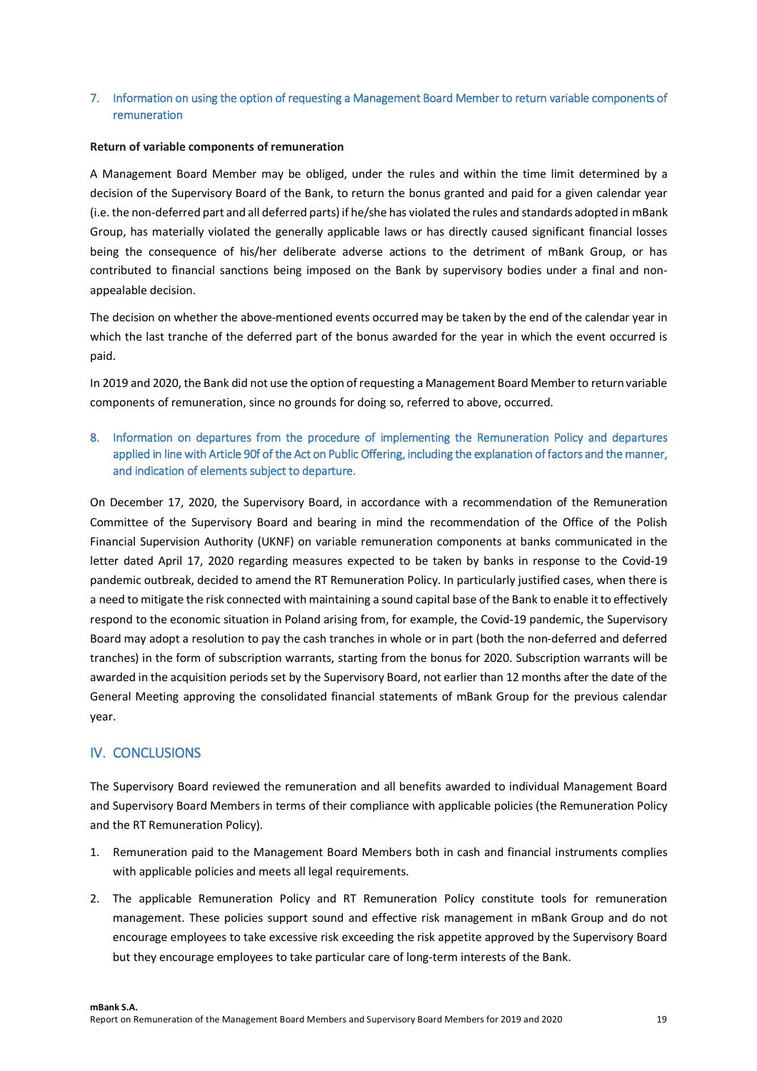## 7. Information on using the option of requesting a Management Board Member to return variable components of remuneration

**Return of variable components of remuneration**

A Management Board Member may be obliged, under the rules and within the time limit determined by a decision of the Supervisory Board of the Bank, to return the bonus granted and paid for a given calendar year (i.e. the non-deferred part and all deferred parts) if he/she has violated the rules and standards adopted in mBank Group, has materially violated the generally applicable laws or has directly caused significant financial losses being the consequence of his/her deliberate adverse actions to the detriment of mBank Group, or has contributed to financial sanctions being imposed on the Bank by supervisory bodies under a final and non-appealable decision.

The decision on whether the above-mentioned events occurred may be taken by the end of the calendar year in which the last tranche of the deferred part of the bonus awarded for the year in which the event occurred is paid.

In 2019 and 2020, the Bank did not use the option of requesting a Management Board Member to return variable components of remuneration, since no grounds for doing so, referred to above, occurred.

## 8. Information on departures from the procedure of implementing the Remuneration Policy and departures applied in line with Article 90f of the Act on Public Offering, including the explanation of factors and the manner, and indication of elements subject to departure.

On December 17, 2020, the Supervisory Board, in accordance with a recommendation of the Remuneration Committee of the Supervisory Board and bearing in mind the recommendation of the Office of the Polish Financial Supervision Authority (UKNF) on variable remuneration components at banks communicated in the letter dated April 17, 2020 regarding measures expected to be taken by banks in response to the Covid-19 pandemic outbreak, decided to amend the RT Remuneration Policy. In particularly justified cases, when there is a need to mitigate the risk connected with maintaining a sound capital base of the Bank to enable it to effectively respond to the economic situation in Poland arising from, for example, the Covid-19 pandemic, the Supervisory Board may adopt a resolution to pay the cash tranches in whole or in part (both the non-deferred and deferred tranches) in the form of subscription warrants, starting from the bonus for 2020. Subscription warrants will be awarded in the acquisition periods set by the Supervisory Board, not earlier than 12 months after the date of the General Meeting approving the consolidated financial statements of mBank Group for the previous calendar year.

# IV. CONCLUSIONS

The Supervisory Board reviewed the remuneration and all benefits awarded to individual Management Board and Supervisory Board Members in terms of their compliance with applicable policies (the Remuneration Policy and the RT Remuneration Policy).

1. Remuneration paid to the Management Board Members both in cash and financial instruments complies with applicable policies and meets all legal requirements.
2. The applicable Remuneration Policy and RT Remuneration Policy constitute tools for remuneration management. These policies support sound and effective risk management in mBank Group and do not encourage employees to take excessive risk exceeding the risk appetite approved by the Supervisory Board but they encourage employees to take particular care of long-term interests of the Bank.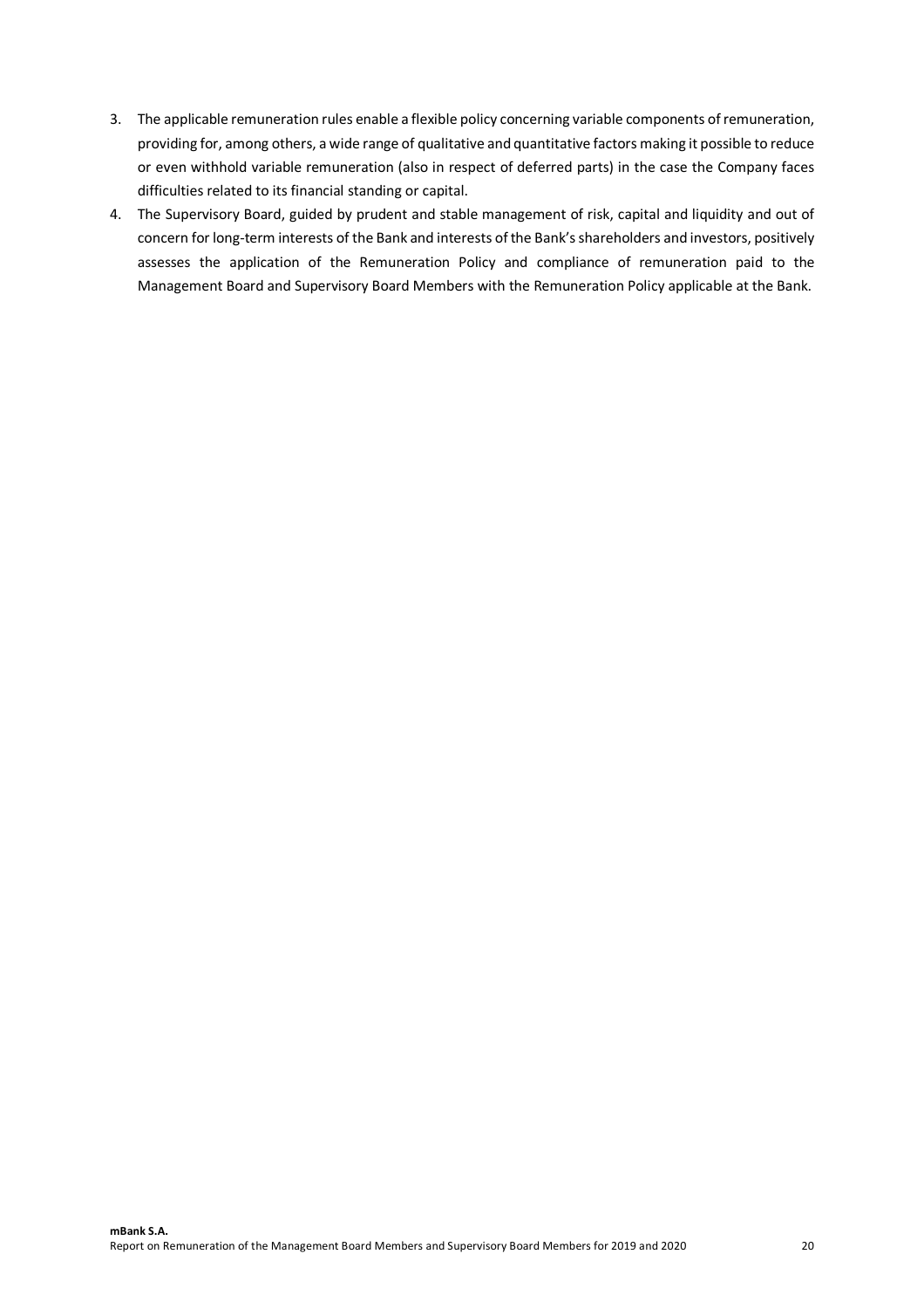3. The applicable remuneration rules enable a flexible policy concerning variable components of remuneration, providing for, among others, a wide range of qualitative and quantitative factors making it possible to reduce or even withhold variable remuneration (also in respect of deferred parts) in the case the Company faces difficulties related to its financial standing or capital.
4. The Supervisory Board, guided by prudent and stable management of risk, capital and liquidity and out of concern for long-term interests of the Bank and interests of the Bank's shareholders and investors, positively assesses the application of the Remuneration Policy and compliance of remuneration paid to the Management Board and Supervisory Board Members with the Remuneration Policy applicable at the Bank.